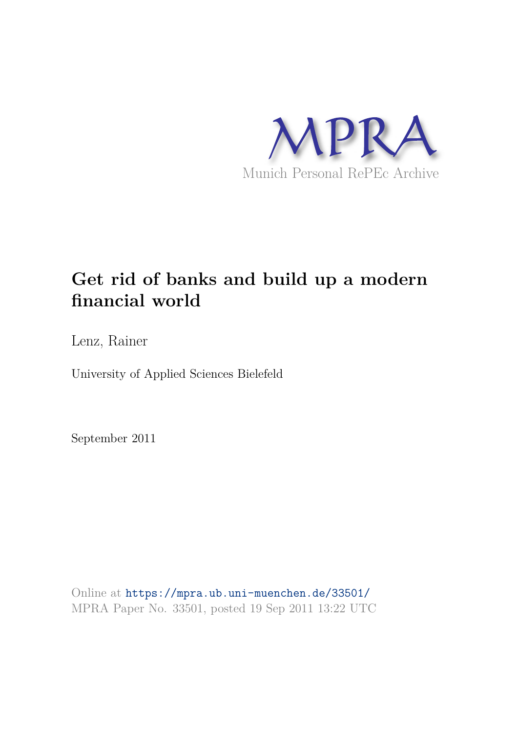MPRA

Munich Personal RePEc Archive

# Get rid of banks and build up a modern financial world

Lenz, Rainer

University of Applied Sciences Bielefeld

September 2011

Online at https://mpra.ub.uni-muenchen.de/33501/
MPRA Paper No. 33501, posted 19 Sep 2011 13:22 UTC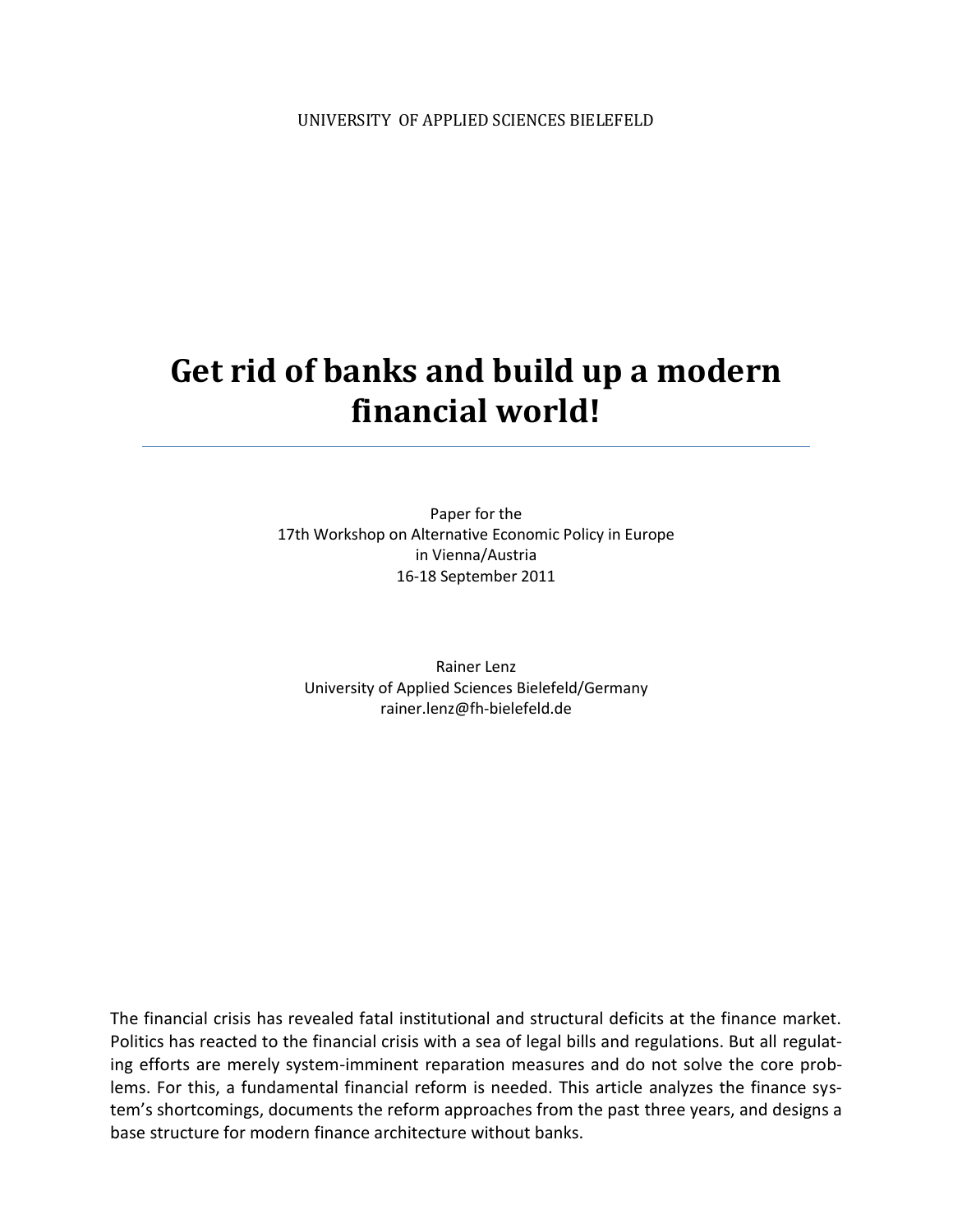UNIVERSITY OF APPLIED SCIENCES BIELEFELD

# Get rid of banks and build up a modern financial world!

---

Paper for the
17th Workshop on Alternative Economic Policy in Europe
in Vienna/Austria
16-18 September 2011

Rainer Lenz
University of Applied Sciences Bielefeld/Germany
rainer.lenz@fh-bielefeld.de

The financial crisis has revealed fatal institutional and structural deficits at the finance market. Politics has reacted to the financial crisis with a sea of legal bills and regulations. But all regulating efforts are merely system-imminent reparation measures and do not solve the core problems. For this, a fundamental financial reform is needed. This article analyzes the finance system's shortcomings, documents the reform approaches from the past three years, and designs a base structure for modern finance architecture without banks.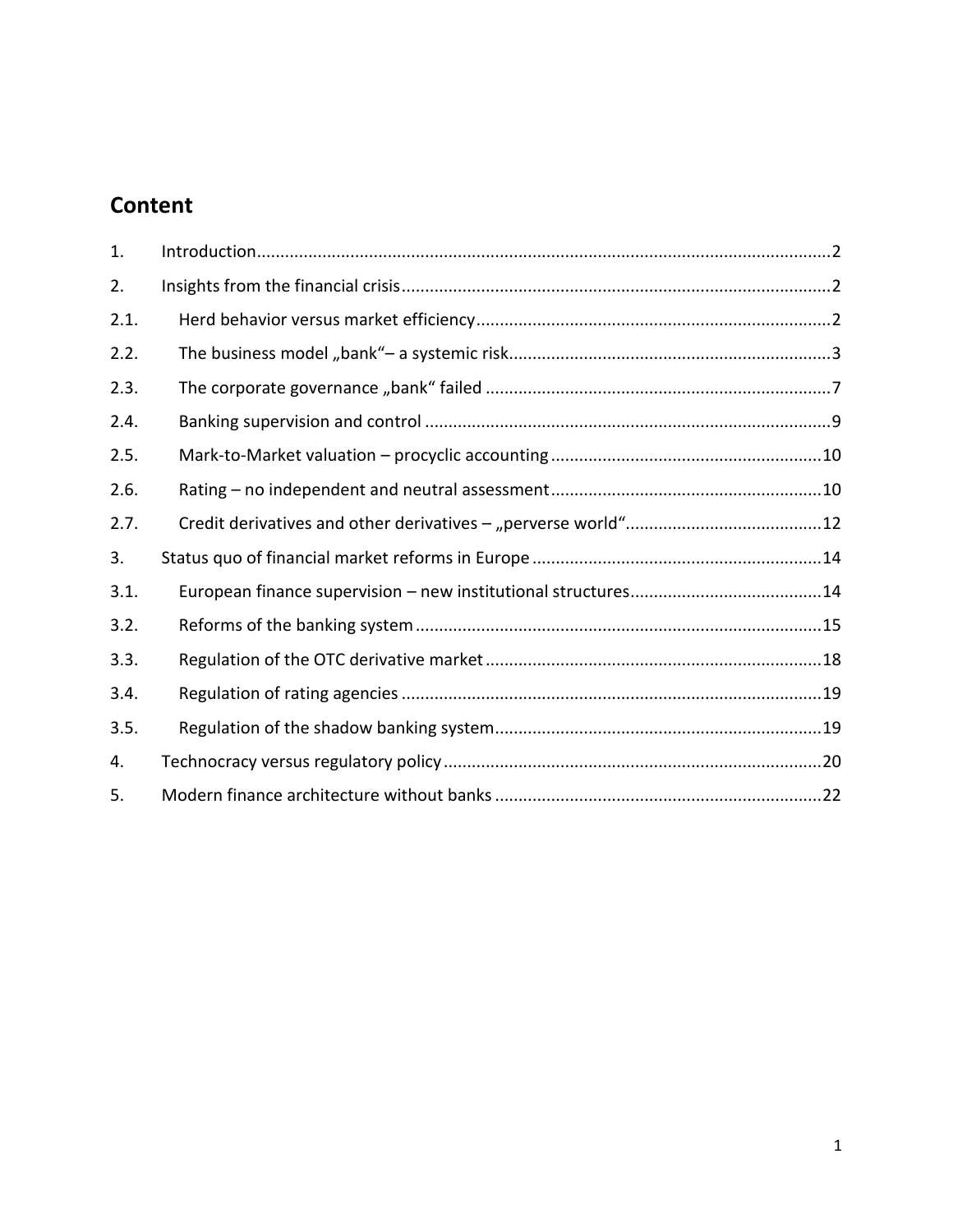## Content

| | | |
|---|---|---|
| 1. | Introduction | 2 |
| 2. | Insights from the financial crisis | 2 |
| 2.1. | Herd behavior versus market efficiency | 2 |
| 2.2. | The business model „bank“– a systemic risk | 3 |
| 2.3. | The corporate governance „bank“ failed | 7 |
| 2.4. | Banking supervision and control | 9 |
| 2.5. | Mark-to-Market valuation – procyclic accounting | 10 |
| 2.6. | Rating – no independent and neutral assessment | 10 |
| 2.7. | Credit derivatives and other derivatives – „perverse world“ | 12 |
| 3. | Status quo of financial market reforms in Europe | 14 |
| 3.1. | European finance supervision – new institutional structures | 14 |
| 3.2. | Reforms of the banking system | 15 |
| 3.3. | Regulation of the OTC derivative market | 18 |
| 3.4. | Regulation of rating agencies | 19 |
| 3.5. | Regulation of the shadow banking system | 19 |
| 4. | Technocracy versus regulatory policy | 20 |
| 5. | Modern finance architecture without banks | 22 |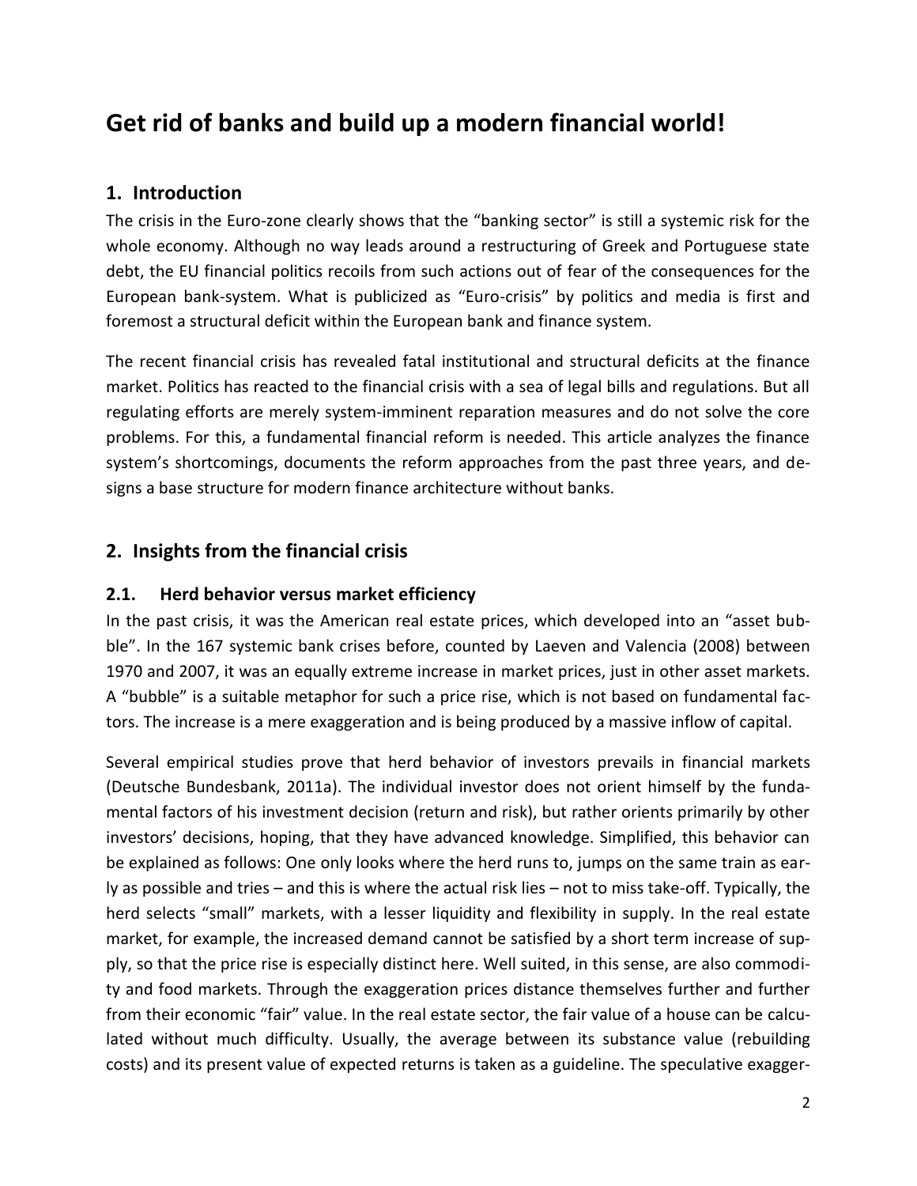# Get rid of banks and build up a modern financial world!

## 1. Introduction

The crisis in the Euro-zone clearly shows that the "banking sector" is still a systemic risk for the whole economy. Although no way leads around a restructuring of Greek and Portuguese state debt, the EU financial politics recoils from such actions out of fear of the consequences for the European bank-system. What is publicized as "Euro-crisis" by politics and media is first and foremost a structural deficit within the European bank and finance system.

The recent financial crisis has revealed fatal institutional and structural deficits at the finance market. Politics has reacted to the financial crisis with a sea of legal bills and regulations. But all regulating efforts are merely system-imminent reparation measures and do not solve the core problems. For this, a fundamental financial reform is needed. This article analyzes the finance system's shortcomings, documents the reform approaches from the past three years, and designs a base structure for modern finance architecture without banks.

## 2. Insights from the financial crisis

### 2.1. Herd behavior versus market efficiency

In the past crisis, it was the American real estate prices, which developed into an "asset bubble". In the 167 systemic bank crises before, counted by Laeven and Valencia (2008) between 1970 and 2007, it was an equally extreme increase in market prices, just in other asset markets. A "bubble" is a suitable metaphor for such a price rise, which is not based on fundamental factors. The increase is a mere exaggeration and is being produced by a massive inflow of capital.

Several empirical studies prove that herd behavior of investors prevails in financial markets (Deutsche Bundesbank, 2011a). The individual investor does not orient himself by the fundamental factors of his investment decision (return and risk), but rather orients primarily by other investors' decisions, hoping, that they have advanced knowledge. Simplified, this behavior can be explained as follows: One only looks where the herd runs to, jumps on the same train as early as possible and tries – and this is where the actual risk lies – not to miss take-off. Typically, the herd selects "small" markets, with a lesser liquidity and flexibility in supply. In the real estate market, for example, the increased demand cannot be satisfied by a short term increase of supply, so that the price rise is especially distinct here. Well suited, in this sense, are also commodity and food markets. Through the exaggeration prices distance themselves further and further from their economic "fair" value. In the real estate sector, the fair value of a house can be calculated without much difficulty. Usually, the average between its substance value (rebuilding costs) and its present value of expected returns is taken as a guideline. The speculative exagger-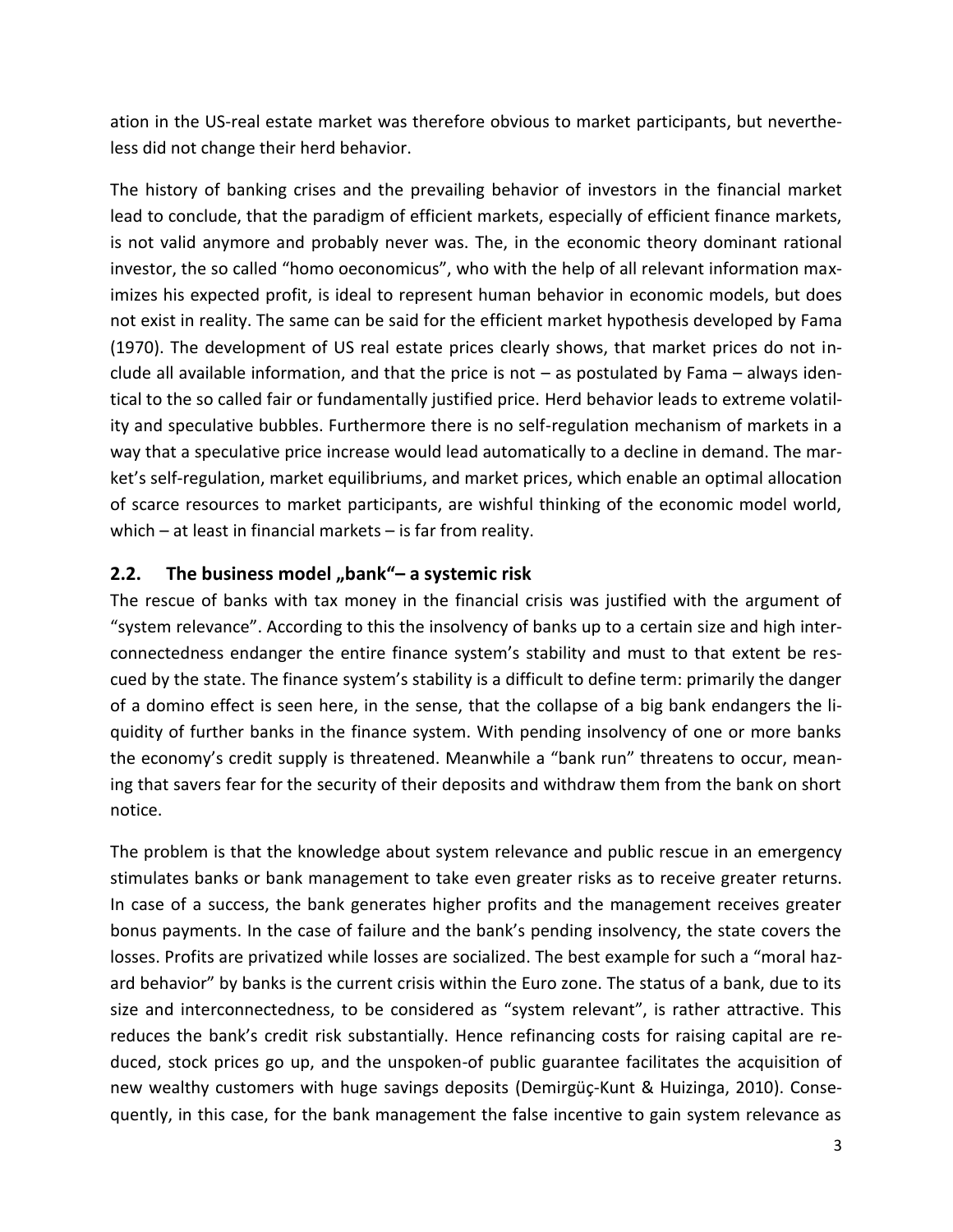ation in the US-real estate market was therefore obvious to market participants, but nevertheless did not change their herd behavior.

The history of banking crises and the prevailing behavior of investors in the financial market lead to conclude, that the paradigm of efficient markets, especially of efficient finance markets, is not valid anymore and probably never was. The, in the economic theory dominant rational investor, the so called "homo oeconomicus", who with the help of all relevant information maximizes his expected profit, is ideal to represent human behavior in economic models, but does not exist in reality. The same can be said for the efficient market hypothesis developed by Fama (1970). The development of US real estate prices clearly shows, that market prices do not include all available information, and that the price is not – as postulated by Fama – always identical to the so called fair or fundamentally justified price. Herd behavior leads to extreme volatility and speculative bubbles. Furthermore there is no self-regulation mechanism of markets in a way that a speculative price increase would lead automatically to a decline in demand. The market's self-regulation, market equilibriums, and market prices, which enable an optimal allocation of scarce resources to market participants, are wishful thinking of the economic model world, which – at least in financial markets – is far from reality.

## 2.2. The business model „bank"– a systemic risk

The rescue of banks with tax money in the financial crisis was justified with the argument of "system relevance". According to this the insolvency of banks up to a certain size and high interconnectedness endanger the entire finance system's stability and must to that extent be rescued by the state. The finance system's stability is a difficult to define term: primarily the danger of a domino effect is seen here, in the sense, that the collapse of a big bank endangers the liquidity of further banks in the finance system. With pending insolvency of one or more banks the economy's credit supply is threatened. Meanwhile a "bank run" threatens to occur, meaning that savers fear for the security of their deposits and withdraw them from the bank on short notice.

The problem is that the knowledge about system relevance and public rescue in an emergency stimulates banks or bank management to take even greater risks as to receive greater returns. In case of a success, the bank generates higher profits and the management receives greater bonus payments. In the case of failure and the bank's pending insolvency, the state covers the losses. Profits are privatized while losses are socialized. The best example for such a "moral hazard behavior" by banks is the current crisis within the Euro zone. The status of a bank, due to its size and interconnectedness, to be considered as "system relevant", is rather attractive. This reduces the bank's credit risk substantially. Hence refinancing costs for raising capital are reduced, stock prices go up, and the unspoken-of public guarantee facilitates the acquisition of new wealthy customers with huge savings deposits (Demirgüç-Kunt & Huizinga, 2010). Consequently, in this case, for the bank management the false incentive to gain system relevance as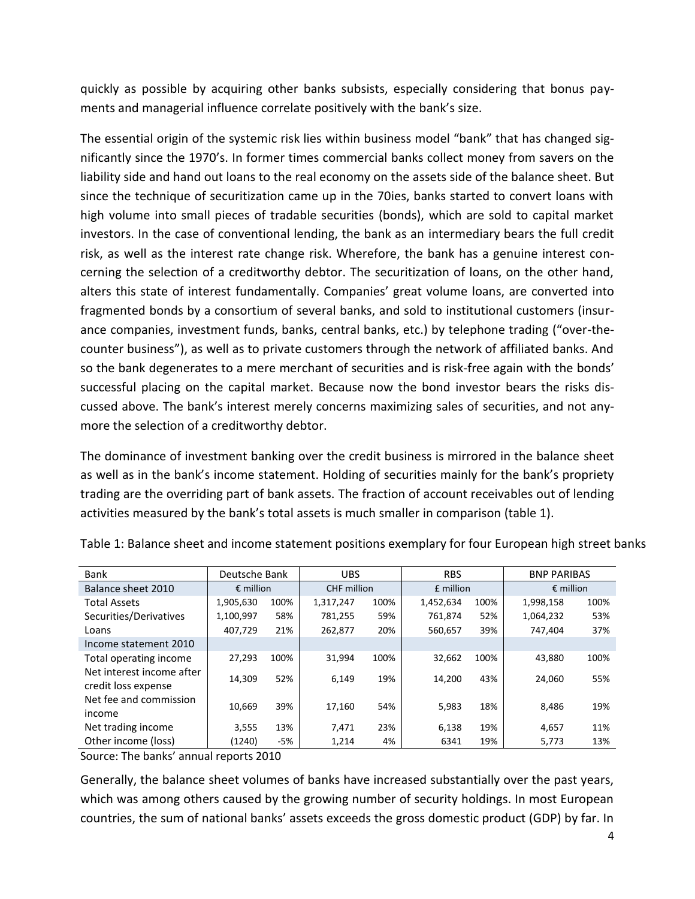quickly as possible by acquiring other banks subsists, especially considering that bonus payments and managerial influence correlate positively with the bank's size.

The essential origin of the systemic risk lies within business model "bank" that has changed significantly since the 1970's. In former times commercial banks collect money from savers on the liability side and hand out loans to the real economy on the assets side of the balance sheet. But since the technique of securitization came up in the 70ies, banks started to convert loans with high volume into small pieces of tradable securities (bonds), which are sold to capital market investors. In the case of conventional lending, the bank as an intermediary bears the full credit risk, as well as the interest rate change risk. Wherefore, the bank has a genuine interest concerning the selection of a creditworthy debtor. The securitization of loans, on the other hand, alters this state of interest fundamentally. Companies' great volume loans, are converted into fragmented bonds by a consortium of several banks, and sold to institutional customers (insurance companies, investment funds, banks, central banks, etc.) by telephone trading ("over-the-counter business"), as well as to private customers through the network of affiliated banks. And so the bank degenerates to a mere merchant of securities and is risk-free again with the bonds' successful placing on the capital market. Because now the bond investor bears the risks discussed above. The bank's interest merely concerns maximizing sales of securities, and not anymore the selection of a creditworthy debtor.

The dominance of investment banking over the credit business is mirrored in the balance sheet as well as in the bank's income statement. Holding of securities mainly for the bank's propriety trading are the overriding part of bank assets. The fraction of account receivables out of lending activities measured by the bank's total assets is much smaller in comparison (table 1).

Table 1: Balance sheet and income statement positions exemplary for four European high street banks

| Bank | Deutsche Bank | | UBS | | RBS | | BNP PARIBAS | |
|---|---|---|---|---|---|---|---|---|
| Balance sheet 2010 | € million | | CHF million | | £ million | | € million | |
| Total Assets | 1,905,630 | 100% | 1,317,247 | 100% | 1,452,634 | 100% | 1,998,158 | 100% |
| Securities/Derivatives | 1,100,997 | 58% | 781,255 | 59% | 761,874 | 52% | 1,064,232 | 53% |
| Loans | 407,729 | 21% | 262,877 | 20% | 560,657 | 39% | 747,404 | 37% |
| Income statement 2010 | | | | | | | | |
| Total operating income | 27,293 | 100% | 31,994 | 100% | 32,662 | 100% | 43,880 | 100% |
| Net interest income after credit loss expense | 14,309 | 52% | 6,149 | 19% | 14,200 | 43% | 24,060 | 55% |
| Net fee and commission income | 10,669 | 39% | 17,160 | 54% | 5,983 | 18% | 8,486 | 19% |
| Net trading income | 3,555 | 13% | 7,471 | 23% | 6,138 | 19% | 4,657 | 11% |
| Other income (loss) | (1240) | -5% | 1,214 | 4% | 6341 | 19% | 5,773 | 13% |

Source: The banks' annual reports 2010

Generally, the balance sheet volumes of banks have increased substantially over the past years, which was among others caused by the growing number of security holdings. In most European countries, the sum of national banks' assets exceeds the gross domestic product (GDP) by far. In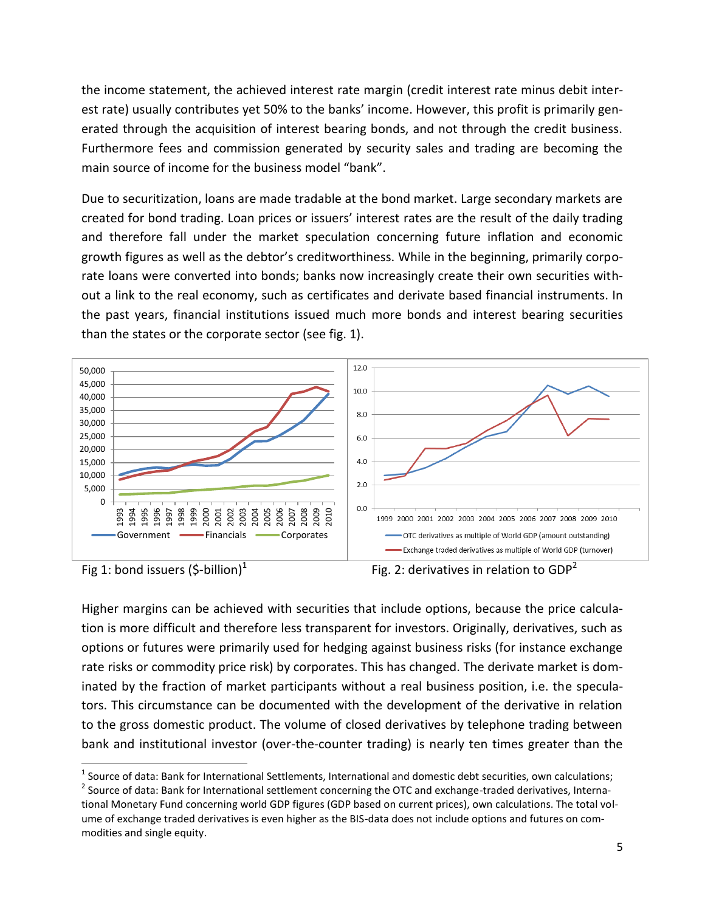the income statement, the achieved interest rate margin (credit interest rate minus debit interest rate) usually contributes yet 50% to the banks' income. However, this profit is primarily generated through the acquisition of interest bearing bonds, and not through the credit business. Furthermore fees and commission generated by security sales and trading are becoming the main source of income for the business model "bank".

Due to securitization, loans are made tradable at the bond market. Large secondary markets are created for bond trading. Loan prices or issuers' interest rates are the result of the daily trading and therefore fall under the market speculation concerning future inflation and economic growth figures as well as the debtor's creditworthiness. While in the beginning, primarily corporate loans were converted into bonds; banks now increasingly create their own securities without a link to the real economy, such as certificates and derivate based financial instruments. In the past years, financial institutions issued much more bonds and interest bearing securities than the states or the corporate sector (see fig. 1).

Fig 1: bond issuers ($-billion)[1]

Fig. 2: derivatives in relation to GDP[2]

Higher margins can be achieved with securities that include options, because the price calculation is more difficult and therefore less transparent for investors. Originally, derivatives, such as options or futures were primarily used for hedging against business risks (for instance exchange rate risks or commodity price risk) by corporates. This has changed. The derivate market is dominated by the fraction of market participants without a real business position, i.e. the speculators. This circumstance can be documented with the development of the derivative in relation to the gross domestic product. The volume of closed derivatives by telephone trading between bank and institutional investor (over-the-counter trading) is nearly ten times greater than the

---

[1] Source of data: Bank for International Settlements, International and domestic debt securities, own calculations;

[2] Source of data: Bank for International settlement concerning the OTC and exchange-traded derivatives, International Monetary Fund concerning world GDP figures (GDP based on current prices), own calculations. The total volume of exchange traded derivatives is even higher as the BIS-data does not include options and futures on commodities and single equity.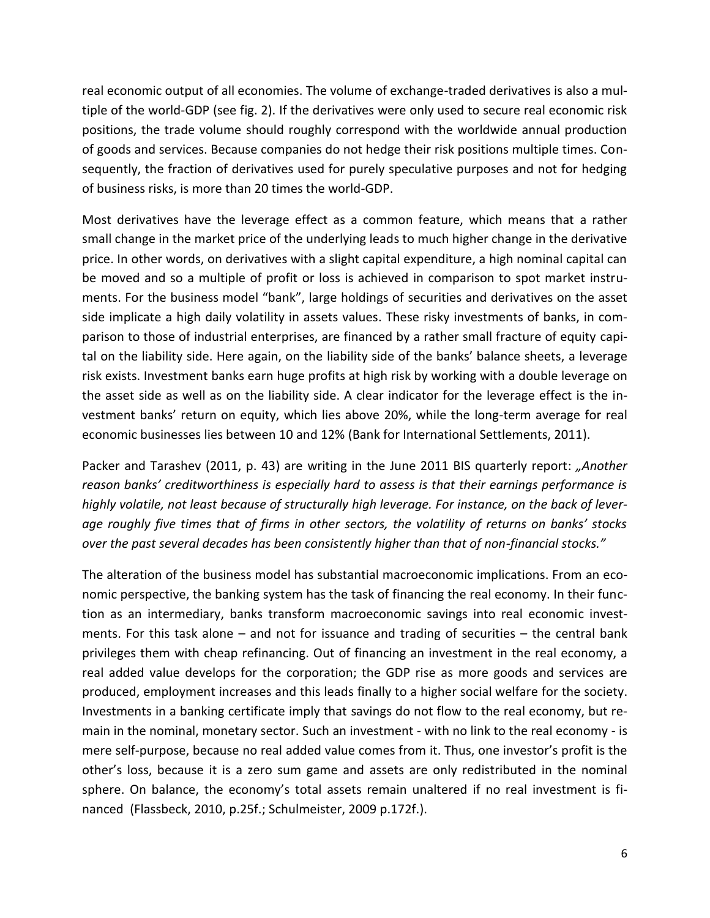real economic output of all economies. The volume of exchange-traded derivatives is also a multiple of the world-GDP (see fig. 2). If the derivatives were only used to secure real economic risk positions, the trade volume should roughly correspond with the worldwide annual production of goods and services. Because companies do not hedge their risk positions multiple times. Consequently, the fraction of derivatives used for purely speculative purposes and not for hedging of business risks, is more than 20 times the world-GDP.

Most derivatives have the leverage effect as a common feature, which means that a rather small change in the market price of the underlying leads to much higher change in the derivative price. In other words, on derivatives with a slight capital expenditure, a high nominal capital can be moved and so a multiple of profit or loss is achieved in comparison to spot market instruments. For the business model "bank", large holdings of securities and derivatives on the asset side implicate a high daily volatility in assets values. These risky investments of banks, in comparison to those of industrial enterprises, are financed by a rather small fracture of equity capital on the liability side. Here again, on the liability side of the banks' balance sheets, a leverage risk exists. Investment banks earn huge profits at high risk by working with a double leverage on the asset side as well as on the liability side. A clear indicator for the leverage effect is the investment banks' return on equity, which lies above 20%, while the long-term average for real economic businesses lies between 10 and 12% (Bank for International Settlements, 2011).

Packer and Tarashev (2011, p. 43) are writing in the June 2011 BIS quarterly report: *„Another reason banks' creditworthiness is especially hard to assess is that their earnings performance is highly volatile, not least because of structurally high leverage. For instance, on the back of leverage roughly five times that of firms in other sectors, the volatility of returns on banks' stocks over the past several decades has been consistently higher than that of non-financial stocks."*

The alteration of the business model has substantial macroeconomic implications. From an economic perspective, the banking system has the task of financing the real economy. In their function as an intermediary, banks transform macroeconomic savings into real economic investments. For this task alone – and not for issuance and trading of securities – the central bank privileges them with cheap refinancing. Out of financing an investment in the real economy, a real added value develops for the corporation; the GDP rise as more goods and services are produced, employment increases and this leads finally to a higher social welfare for the society. Investments in a banking certificate imply that savings do not flow to the real economy, but remain in the nominal, monetary sector. Such an investment - with no link to the real economy - is mere self-purpose, because no real added value comes from it. Thus, one investor's profit is the other's loss, because it is a zero sum game and assets are only redistributed in the nominal sphere. On balance, the economy's total assets remain unaltered if no real investment is financed (Flassbeck, 2010, p.25f.; Schulmeister, 2009 p.172f.).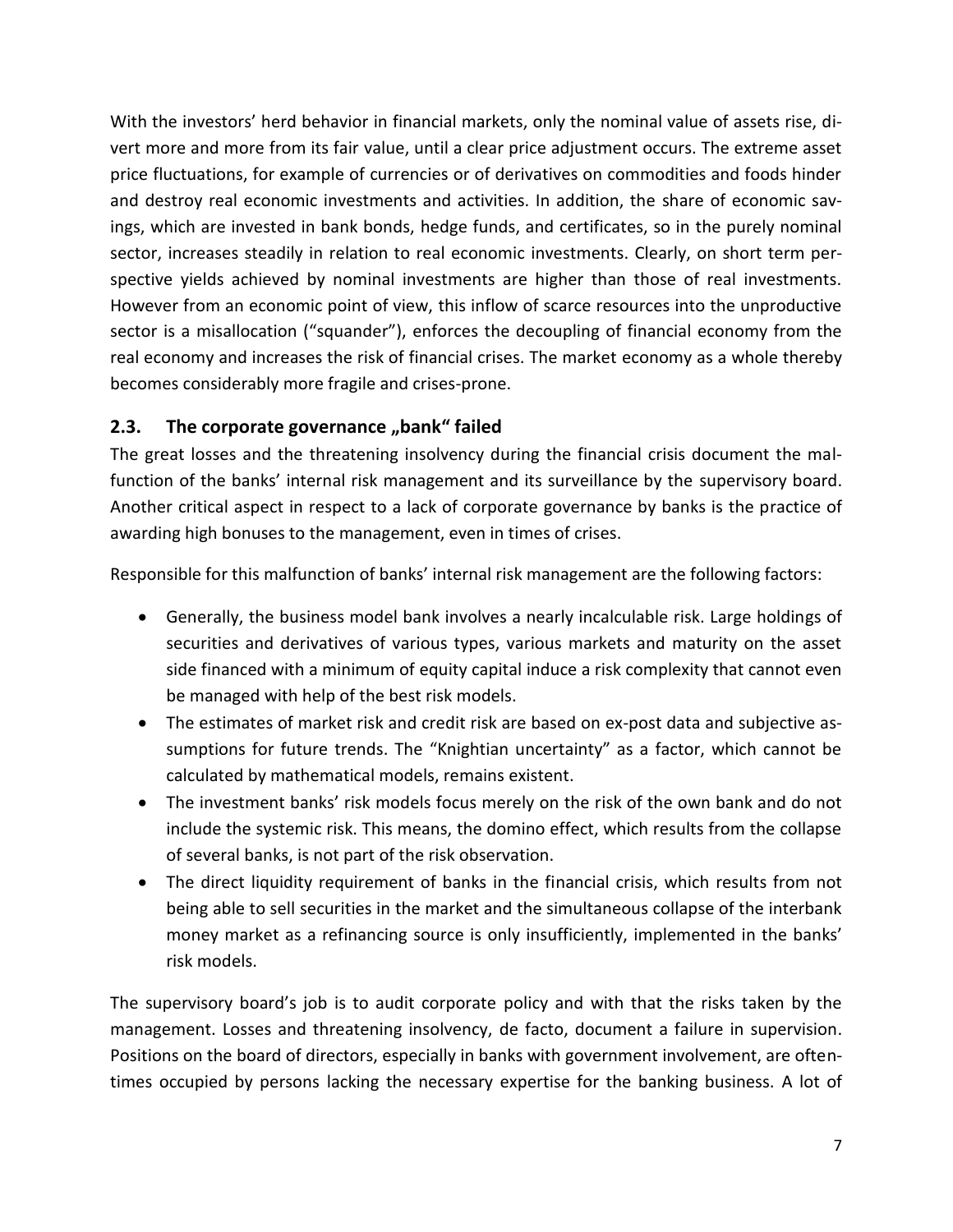With the investors' herd behavior in financial markets, only the nominal value of assets rise, divert more and more from its fair value, until a clear price adjustment occurs. The extreme asset price fluctuations, for example of currencies or of derivatives on commodities and foods hinder and destroy real economic investments and activities. In addition, the share of economic savings, which are invested in bank bonds, hedge funds, and certificates, so in the purely nominal sector, increases steadily in relation to real economic investments. Clearly, on short term perspective yields achieved by nominal investments are higher than those of real investments. However from an economic point of view, this inflow of scarce resources into the unproductive sector is a misallocation ("squander"), enforces the decoupling of financial economy from the real economy and increases the risk of financial crises. The market economy as a whole thereby becomes considerably more fragile and crises-prone.

## 2.3. The corporate governance „bank" failed

The great losses and the threatening insolvency during the financial crisis document the malfunction of the banks' internal risk management and its surveillance by the supervisory board. Another critical aspect in respect to a lack of corporate governance by banks is the practice of awarding high bonuses to the management, even in times of crises.

Responsible for this malfunction of banks' internal risk management are the following factors:

- Generally, the business model bank involves a nearly incalculable risk. Large holdings of securities and derivatives of various types, various markets and maturity on the asset side financed with a minimum of equity capital induce a risk complexity that cannot even be managed with help of the best risk models.
- The estimates of market risk and credit risk are based on ex-post data and subjective assumptions for future trends. The "Knightian uncertainty" as a factor, which cannot be calculated by mathematical models, remains existent.
- The investment banks' risk models focus merely on the risk of the own bank and do not include the systemic risk. This means, the domino effect, which results from the collapse of several banks, is not part of the risk observation.
- The direct liquidity requirement of banks in the financial crisis, which results from not being able to sell securities in the market and the simultaneous collapse of the interbank money market as a refinancing source is only insufficiently, implemented in the banks' risk models.

The supervisory board's job is to audit corporate policy and with that the risks taken by the management. Losses and threatening insolvency, de facto, document a failure in supervision. Positions on the board of directors, especially in banks with government involvement, are oftentimes occupied by persons lacking the necessary expertise for the banking business. A lot of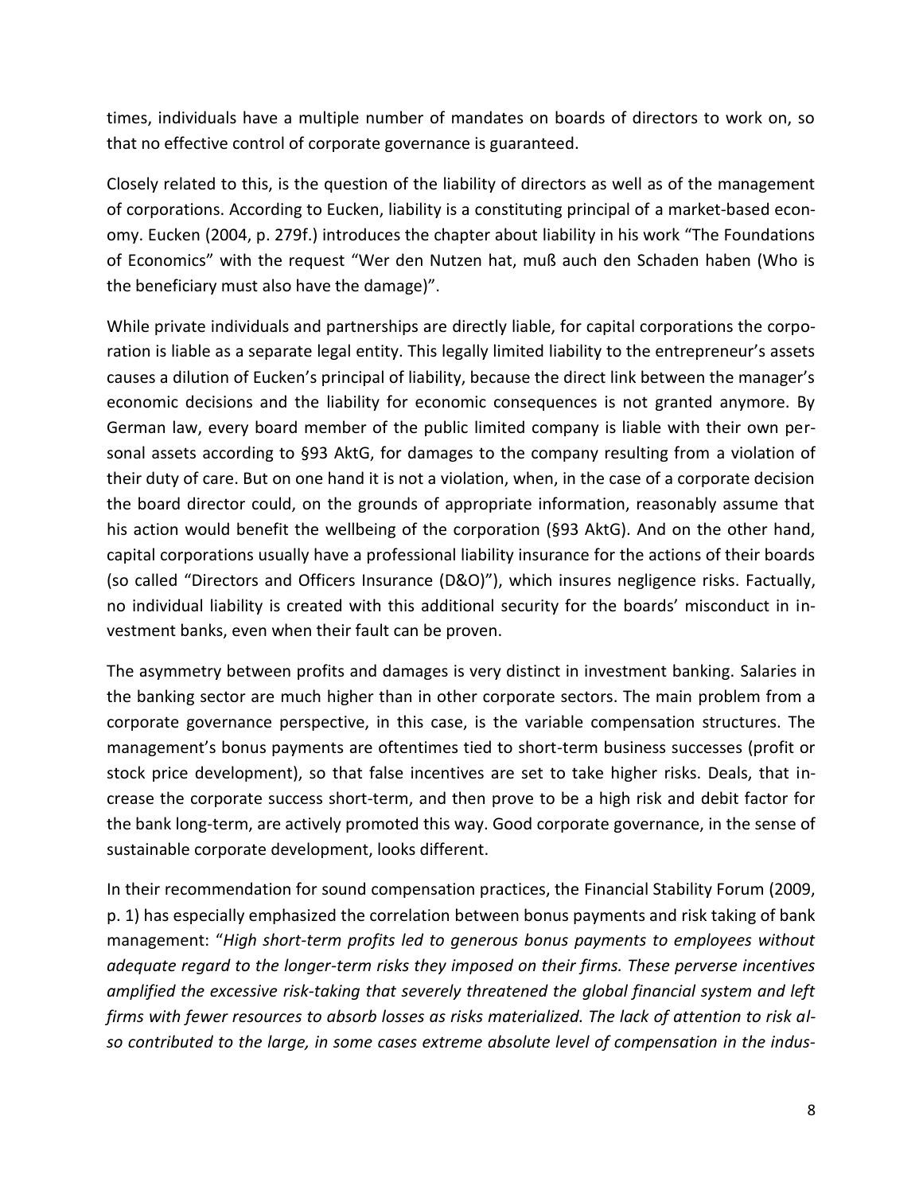times, individuals have a multiple number of mandates on boards of directors to work on, so that no effective control of corporate governance is guaranteed.

Closely related to this, is the question of the liability of directors as well as of the management of corporations. According to Eucken, liability is a constituting principal of a market-based economy. Eucken (2004, p. 279f.) introduces the chapter about liability in his work "The Foundations of Economics" with the request "Wer den Nutzen hat, muß auch den Schaden haben (Who is the beneficiary must also have the damage)".

While private individuals and partnerships are directly liable, for capital corporations the corporation is liable as a separate legal entity. This legally limited liability to the entrepreneur's assets causes a dilution of Eucken's principal of liability, because the direct link between the manager's economic decisions and the liability for economic consequences is not granted anymore. By German law, every board member of the public limited company is liable with their own personal assets according to §93 AktG, for damages to the company resulting from a violation of their duty of care. But on one hand it is not a violation, when, in the case of a corporate decision the board director could, on the grounds of appropriate information, reasonably assume that his action would benefit the wellbeing of the corporation (§93 AktG). And on the other hand, capital corporations usually have a professional liability insurance for the actions of their boards (so called "Directors and Officers Insurance (D&O)"), which insures negligence risks. Factually, no individual liability is created with this additional security for the boards' misconduct in investment banks, even when their fault can be proven.

The asymmetry between profits and damages is very distinct in investment banking. Salaries in the banking sector are much higher than in other corporate sectors. The main problem from a corporate governance perspective, in this case, is the variable compensation structures. The management's bonus payments are oftentimes tied to short-term business successes (profit or stock price development), so that false incentives are set to take higher risks. Deals, that increase the corporate success short-term, and then prove to be a high risk and debit factor for the bank long-term, are actively promoted this way. Good corporate governance, in the sense of sustainable corporate development, looks different.

In their recommendation for sound compensation practices, the Financial Stability Forum (2009, p. 1) has especially emphasized the correlation between bonus payments and risk taking of bank management: "*High short-term profits led to generous bonus payments to employees without adequate regard to the longer-term risks they imposed on their firms. These perverse incentives amplified the excessive risk-taking that severely threatened the global financial system and left firms with fewer resources to absorb losses as risks materialized. The lack of attention to risk also contributed to the large, in some cases extreme absolute level of compensation in the indus-*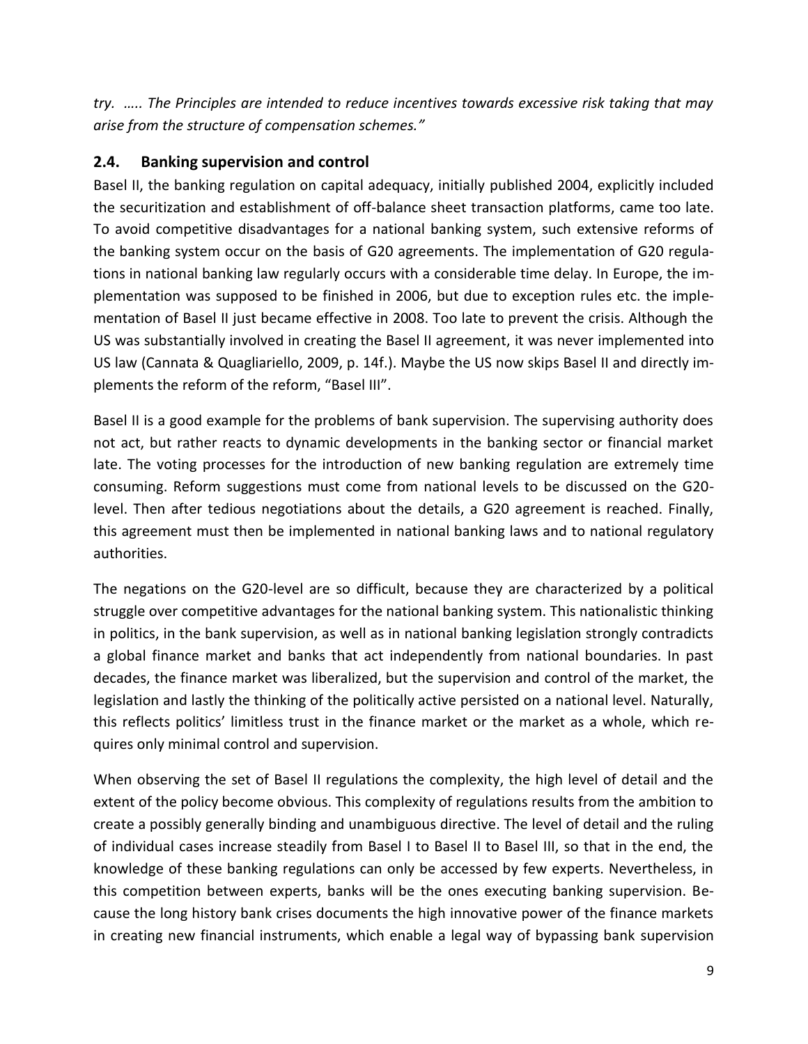*try. ….. The Principles are intended to reduce incentives towards excessive risk taking that may arise from the structure of compensation schemes."*

## 2.4. Banking supervision and control

Basel II, the banking regulation on capital adequacy, initially published 2004, explicitly included the securitization and establishment of off-balance sheet transaction platforms, came too late. To avoid competitive disadvantages for a national banking system, such extensive reforms of the banking system occur on the basis of G20 agreements. The implementation of G20 regulations in national banking law regularly occurs with a considerable time delay. In Europe, the implementation was supposed to be finished in 2006, but due to exception rules etc. the implementation of Basel II just became effective in 2008. Too late to prevent the crisis. Although the US was substantially involved in creating the Basel II agreement, it was never implemented into US law (Cannata & Quagliariello, 2009, p. 14f.). Maybe the US now skips Basel II and directly implements the reform of the reform, "Basel III".

Basel II is a good example for the problems of bank supervision. The supervising authority does not act, but rather reacts to dynamic developments in the banking sector or financial market late. The voting processes for the introduction of new banking regulation are extremely time consuming. Reform suggestions must come from national levels to be discussed on the G20-level. Then after tedious negotiations about the details, a G20 agreement is reached. Finally, this agreement must then be implemented in national banking laws and to national regulatory authorities.

The negations on the G20-level are so difficult, because they are characterized by a political struggle over competitive advantages for the national banking system. This nationalistic thinking in politics, in the bank supervision, as well as in national banking legislation strongly contradicts a global finance market and banks that act independently from national boundaries. In past decades, the finance market was liberalized, but the supervision and control of the market, the legislation and lastly the thinking of the politically active persisted on a national level. Naturally, this reflects politics' limitless trust in the finance market or the market as a whole, which requires only minimal control and supervision.

When observing the set of Basel II regulations the complexity, the high level of detail and the extent of the policy become obvious. This complexity of regulations results from the ambition to create a possibly generally binding and unambiguous directive. The level of detail and the ruling of individual cases increase steadily from Basel I to Basel II to Basel III, so that in the end, the knowledge of these banking regulations can only be accessed by few experts. Nevertheless, in this competition between experts, banks will be the ones executing banking supervision. Because the long history bank crises documents the high innovative power of the finance markets in creating new financial instruments, which enable a legal way of bypassing bank supervision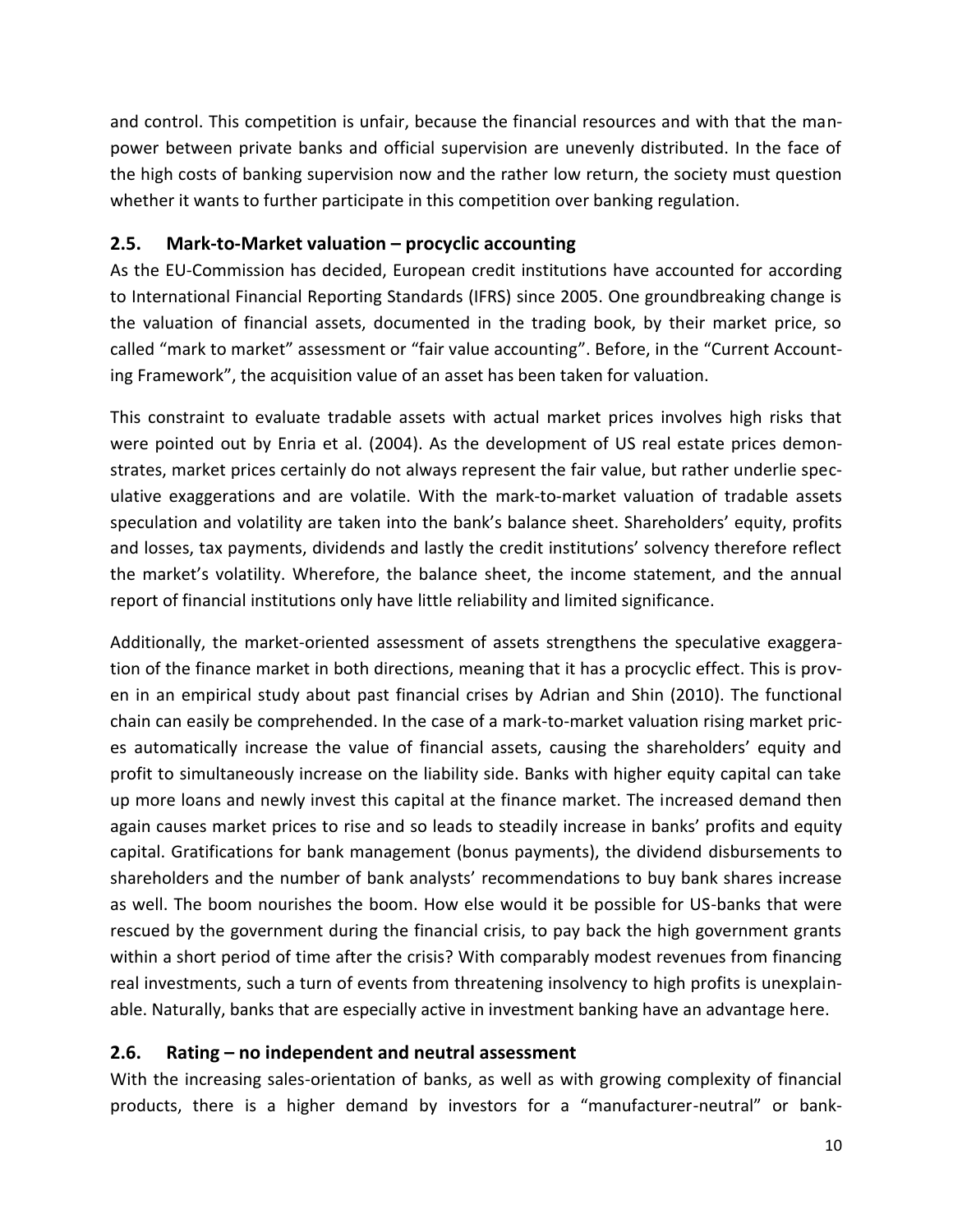and control. This competition is unfair, because the financial resources and with that the manpower between private banks and official supervision are unevenly distributed. In the face of the high costs of banking supervision now and the rather low return, the society must question whether it wants to further participate in this competition over banking regulation.

## 2.5. Mark-to-Market valuation – procyclic accounting

As the EU-Commission has decided, European credit institutions have accounted for according to International Financial Reporting Standards (IFRS) since 2005. One groundbreaking change is the valuation of financial assets, documented in the trading book, by their market price, so called "mark to market" assessment or "fair value accounting". Before, in the "Current Accounting Framework", the acquisition value of an asset has been taken for valuation.

This constraint to evaluate tradable assets with actual market prices involves high risks that were pointed out by Enria et al. (2004). As the development of US real estate prices demonstrates, market prices certainly do not always represent the fair value, but rather underlie speculative exaggerations and are volatile. With the mark-to-market valuation of tradable assets speculation and volatility are taken into the bank's balance sheet. Shareholders' equity, profits and losses, tax payments, dividends and lastly the credit institutions' solvency therefore reflect the market's volatility. Wherefore, the balance sheet, the income statement, and the annual report of financial institutions only have little reliability and limited significance.

Additionally, the market-oriented assessment of assets strengthens the speculative exaggeration of the finance market in both directions, meaning that it has a procyclic effect. This is proven in an empirical study about past financial crises by Adrian and Shin (2010). The functional chain can easily be comprehended. In the case of a mark-to-market valuation rising market prices automatically increase the value of financial assets, causing the shareholders' equity and profit to simultaneously increase on the liability side. Banks with higher equity capital can take up more loans and newly invest this capital at the finance market. The increased demand then again causes market prices to rise and so leads to steadily increase in banks' profits and equity capital. Gratifications for bank management (bonus payments), the dividend disbursements to shareholders and the number of bank analysts' recommendations to buy bank shares increase as well. The boom nourishes the boom. How else would it be possible for US-banks that were rescued by the government during the financial crisis, to pay back the high government grants within a short period of time after the crisis? With comparably modest revenues from financing real investments, such a turn of events from threatening insolvency to high profits is unexplainable. Naturally, banks that are especially active in investment banking have an advantage here.

## 2.6. Rating – no independent and neutral assessment

With the increasing sales-orientation of banks, as well as with growing complexity of financial products, there is a higher demand by investors for a "manufacturer-neutral" or bank-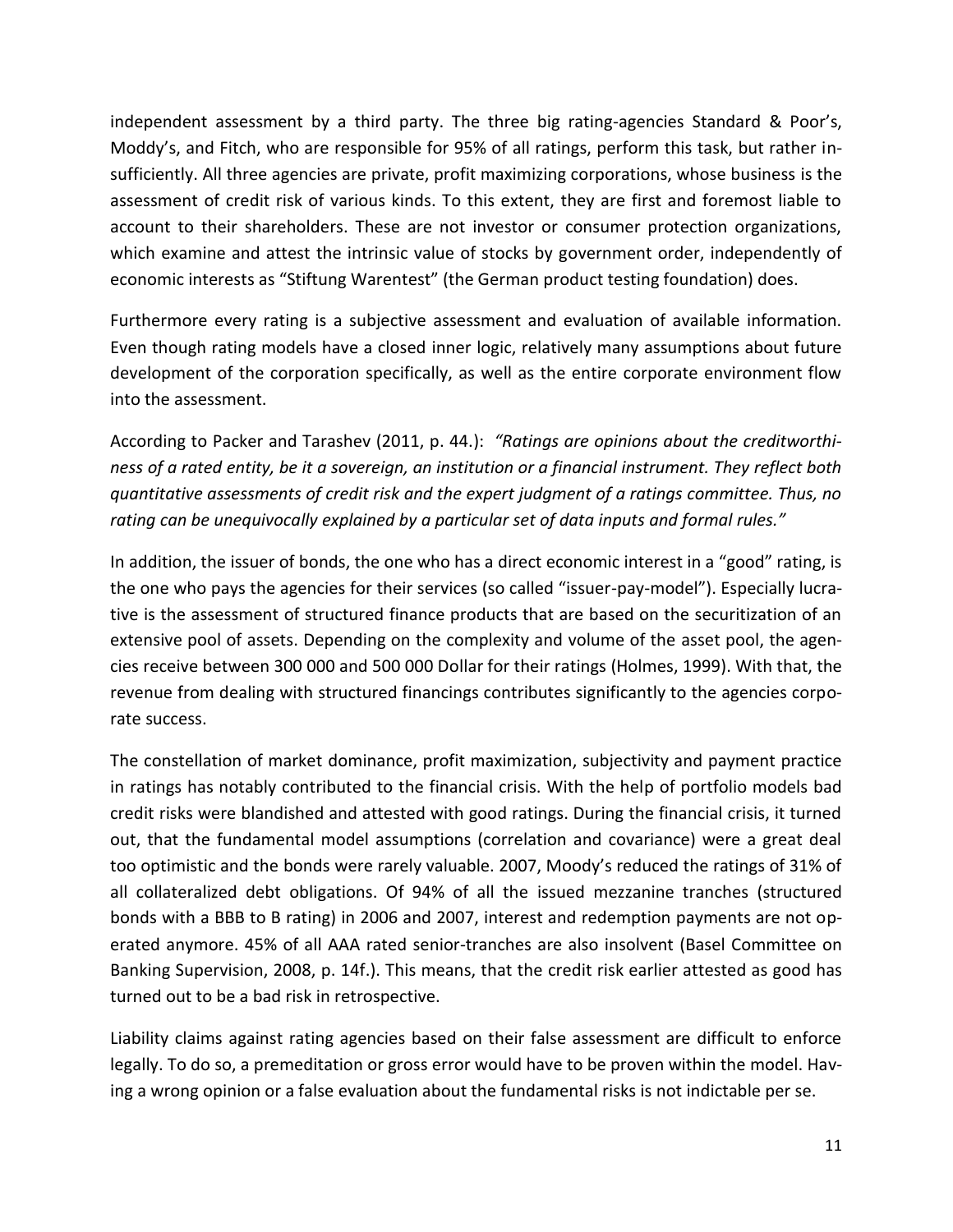independent assessment by a third party. The three big rating-agencies Standard & Poor's, Moddy's, and Fitch, who are responsible for 95% of all ratings, perform this task, but rather insufficiently. All three agencies are private, profit maximizing corporations, whose business is the assessment of credit risk of various kinds. To this extent, they are first and foremost liable to account to their shareholders. These are not investor or consumer protection organizations, which examine and attest the intrinsic value of stocks by government order, independently of economic interests as "Stiftung Warentest" (the German product testing foundation) does.

Furthermore every rating is a subjective assessment and evaluation of available information. Even though rating models have a closed inner logic, relatively many assumptions about future development of the corporation specifically, as well as the entire corporate environment flow into the assessment.

According to Packer and Tarashev (2011, p. 44.): *"Ratings are opinions about the creditworthiness of a rated entity, be it a sovereign, an institution or a financial instrument. They reflect both quantitative assessments of credit risk and the expert judgment of a ratings committee. Thus, no rating can be unequivocally explained by a particular set of data inputs and formal rules."*

In addition, the issuer of bonds, the one who has a direct economic interest in a "good" rating, is the one who pays the agencies for their services (so called "issuer-pay-model"). Especially lucrative is the assessment of structured finance products that are based on the securitization of an extensive pool of assets. Depending on the complexity and volume of the asset pool, the agencies receive between 300 000 and 500 000 Dollar for their ratings (Holmes, 1999). With that, the revenue from dealing with structured financings contributes significantly to the agencies corporate success.

The constellation of market dominance, profit maximization, subjectivity and payment practice in ratings has notably contributed to the financial crisis. With the help of portfolio models bad credit risks were blandished and attested with good ratings. During the financial crisis, it turned out, that the fundamental model assumptions (correlation and covariance) were a great deal too optimistic and the bonds were rarely valuable. 2007, Moody's reduced the ratings of 31% of all collateralized debt obligations. Of 94% of all the issued mezzanine tranches (structured bonds with a BBB to B rating) in 2006 and 2007, interest and redemption payments are not operated anymore. 45% of all AAA rated senior-tranches are also insolvent (Basel Committee on Banking Supervision, 2008, p. 14f.). This means, that the credit risk earlier attested as good has turned out to be a bad risk in retrospective.

Liability claims against rating agencies based on their false assessment are difficult to enforce legally. To do so, a premeditation or gross error would have to be proven within the model. Having a wrong opinion or a false evaluation about the fundamental risks is not indictable per se.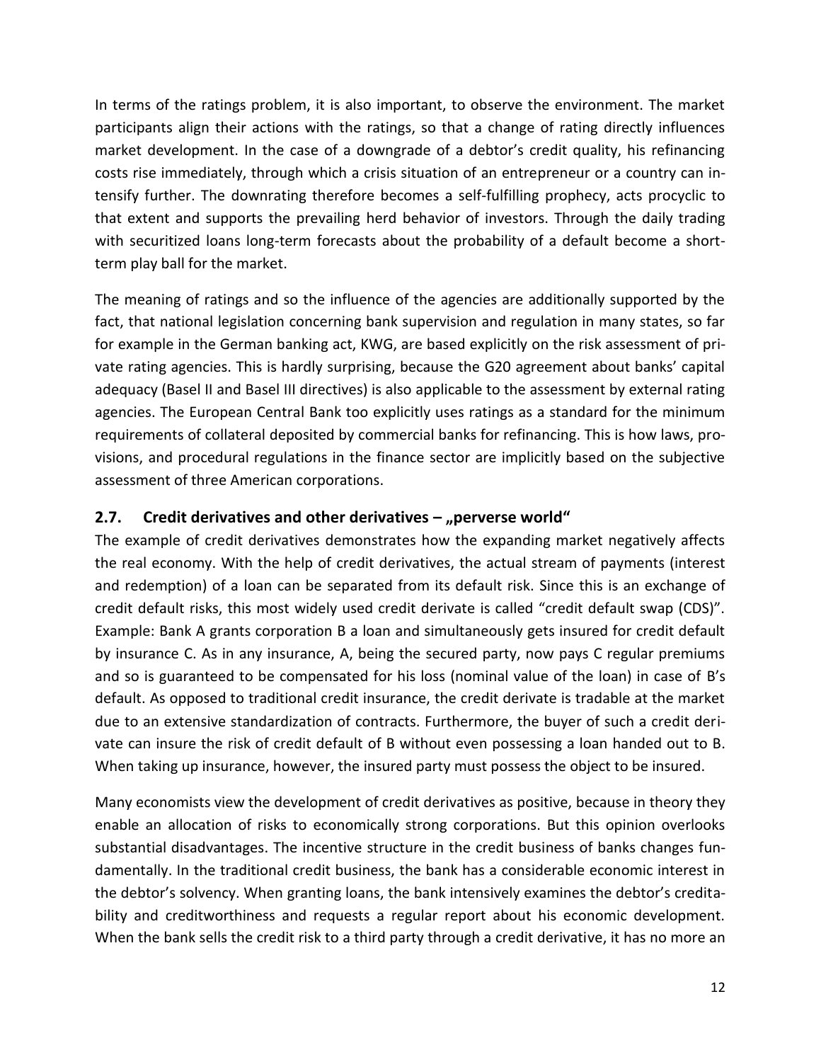In terms of the ratings problem, it is also important, to observe the environment. The market participants align their actions with the ratings, so that a change of rating directly influences market development. In the case of a downgrade of a debtor's credit quality, his refinancing costs rise immediately, through which a crisis situation of an entrepreneur or a country can intensify further. The downrating therefore becomes a self-fulfilling prophecy, acts procyclic to that extent and supports the prevailing herd behavior of investors. Through the daily trading with securitized loans long-term forecasts about the probability of a default become a short-term play ball for the market.

The meaning of ratings and so the influence of the agencies are additionally supported by the fact, that national legislation concerning bank supervision and regulation in many states, so far for example in the German banking act, KWG, are based explicitly on the risk assessment of private rating agencies. This is hardly surprising, because the G20 agreement about banks' capital adequacy (Basel II and Basel III directives) is also applicable to the assessment by external rating agencies. The European Central Bank too explicitly uses ratings as a standard for the minimum requirements of collateral deposited by commercial banks for refinancing. This is how laws, provisions, and procedural regulations in the finance sector are implicitly based on the subjective assessment of three American corporations.

## 2.7. Credit derivatives and other derivatives – „perverse world"

The example of credit derivatives demonstrates how the expanding market negatively affects the real economy. With the help of credit derivatives, the actual stream of payments (interest and redemption) of a loan can be separated from its default risk. Since this is an exchange of credit default risks, this most widely used credit derivate is called "credit default swap (CDS)". Example: Bank A grants corporation B a loan and simultaneously gets insured for credit default by insurance C. As in any insurance, A, being the secured party, now pays C regular premiums and so is guaranteed to be compensated for his loss (nominal value of the loan) in case of B's default. As opposed to traditional credit insurance, the credit derivate is tradable at the market due to an extensive standardization of contracts. Furthermore, the buyer of such a credit derivate can insure the risk of credit default of B without even possessing a loan handed out to B. When taking up insurance, however, the insured party must possess the object to be insured.

Many economists view the development of credit derivatives as positive, because in theory they enable an allocation of risks to economically strong corporations. But this opinion overlooks substantial disadvantages. The incentive structure in the credit business of banks changes fundamentally. In the traditional credit business, the bank has a considerable economic interest in the debtor's solvency. When granting loans, the bank intensively examines the debtor's creditability and creditworthiness and requests a regular report about his economic development. When the bank sells the credit risk to a third party through a credit derivative, it has no more an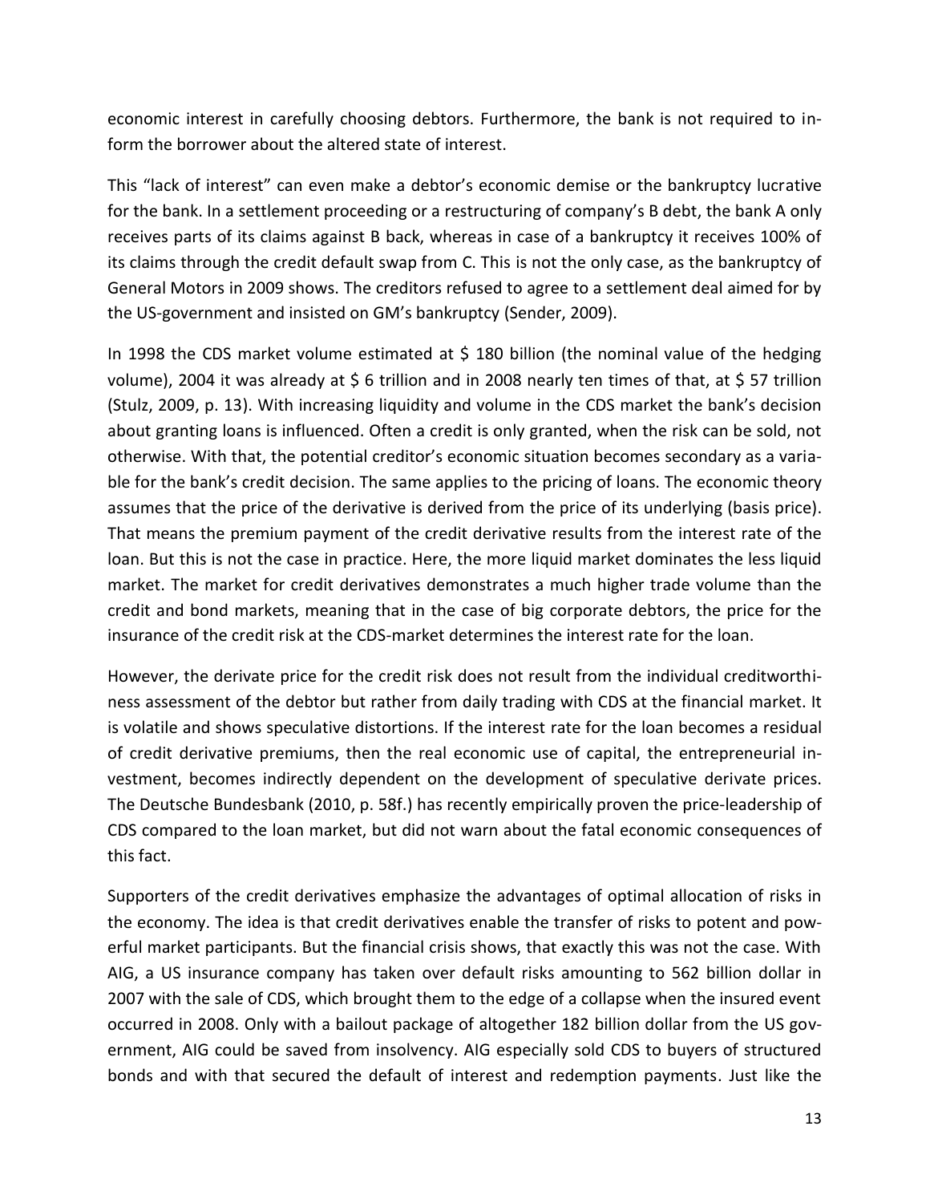economic interest in carefully choosing debtors. Furthermore, the bank is not required to inform the borrower about the altered state of interest.

This "lack of interest" can even make a debtor's economic demise or the bankruptcy lucrative for the bank. In a settlement proceeding or a restructuring of company's B debt, the bank A only receives parts of its claims against B back, whereas in case of a bankruptcy it receives 100% of its claims through the credit default swap from C. This is not the only case, as the bankruptcy of General Motors in 2009 shows. The creditors refused to agree to a settlement deal aimed for by the US-government and insisted on GM's bankruptcy (Sender, 2009).

In 1998 the CDS market volume estimated at $ 180 billion (the nominal value of the hedging volume), 2004 it was already at $ 6 trillion and in 2008 nearly ten times of that, at $ 57 trillion (Stulz, 2009, p. 13). With increasing liquidity and volume in the CDS market the bank's decision about granting loans is influenced. Often a credit is only granted, when the risk can be sold, not otherwise. With that, the potential creditor's economic situation becomes secondary as a variable for the bank's credit decision. The same applies to the pricing of loans. The economic theory assumes that the price of the derivative is derived from the price of its underlying (basis price). That means the premium payment of the credit derivative results from the interest rate of the loan. But this is not the case in practice. Here, the more liquid market dominates the less liquid market. The market for credit derivatives demonstrates a much higher trade volume than the credit and bond markets, meaning that in the case of big corporate debtors, the price for the insurance of the credit risk at the CDS-market determines the interest rate for the loan.

However, the derivate price for the credit risk does not result from the individual creditworthiness assessment of the debtor but rather from daily trading with CDS at the financial market. It is volatile and shows speculative distortions. If the interest rate for the loan becomes a residual of credit derivative premiums, then the real economic use of capital, the entrepreneurial investment, becomes indirectly dependent on the development of speculative derivate prices. The Deutsche Bundesbank (2010, p. 58f.) has recently empirically proven the price-leadership of CDS compared to the loan market, but did not warn about the fatal economic consequences of this fact.

Supporters of the credit derivatives emphasize the advantages of optimal allocation of risks in the economy. The idea is that credit derivatives enable the transfer of risks to potent and powerful market participants. But the financial crisis shows, that exactly this was not the case. With AIG, a US insurance company has taken over default risks amounting to 562 billion dollar in 2007 with the sale of CDS, which brought them to the edge of a collapse when the insured event occurred in 2008. Only with a bailout package of altogether 182 billion dollar from the US government, AIG could be saved from insolvency. AIG especially sold CDS to buyers of structured bonds and with that secured the default of interest and redemption payments. Just like the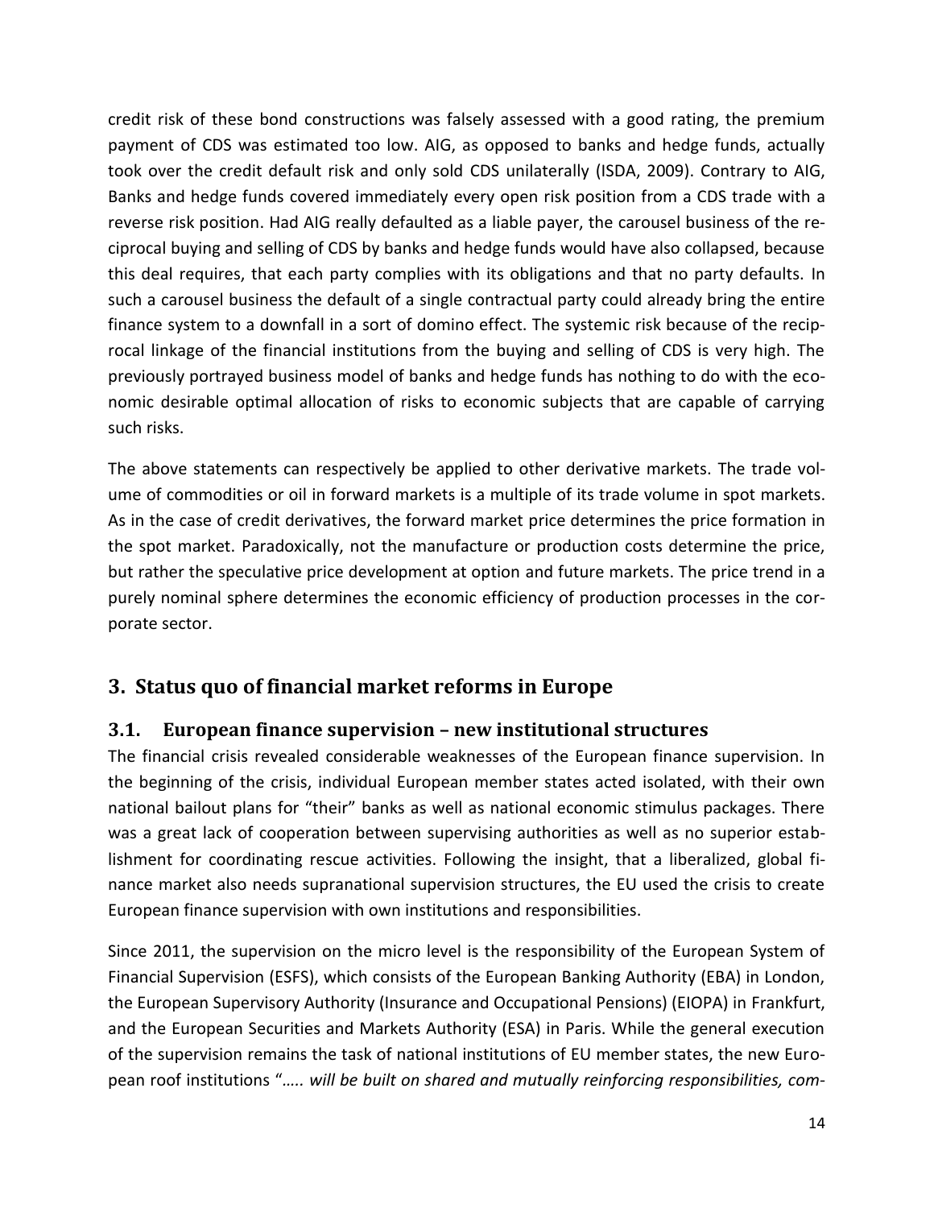credit risk of these bond constructions was falsely assessed with a good rating, the premium payment of CDS was estimated too low. AIG, as opposed to banks and hedge funds, actually took over the credit default risk and only sold CDS unilaterally (ISDA, 2009). Contrary to AIG, Banks and hedge funds covered immediately every open risk position from a CDS trade with a reverse risk position. Had AIG really defaulted as a liable payer, the carousel business of the reciprocal buying and selling of CDS by banks and hedge funds would have also collapsed, because this deal requires, that each party complies with its obligations and that no party defaults. In such a carousel business the default of a single contractual party could already bring the entire finance system to a downfall in a sort of domino effect. The systemic risk because of the reciprocal linkage of the financial institutions from the buying and selling of CDS is very high. The previously portrayed business model of banks and hedge funds has nothing to do with the economic desirable optimal allocation of risks to economic subjects that are capable of carrying such risks.

The above statements can respectively be applied to other derivative markets. The trade volume of commodities or oil in forward markets is a multiple of its trade volume in spot markets. As in the case of credit derivatives, the forward market price determines the price formation in the spot market. Paradoxically, not the manufacture or production costs determine the price, but rather the speculative price development at option and future markets. The price trend in a purely nominal sphere determines the economic efficiency of production processes in the corporate sector.

## 3. Status quo of financial market reforms in Europe

### 3.1. European finance supervision – new institutional structures

The financial crisis revealed considerable weaknesses of the European finance supervision. In the beginning of the crisis, individual European member states acted isolated, with their own national bailout plans for "their" banks as well as national economic stimulus packages. There was a great lack of cooperation between supervising authorities as well as no superior establishment for coordinating rescue activities. Following the insight, that a liberalized, global finance market also needs supranational supervision structures, the EU used the crisis to create European finance supervision with own institutions and responsibilities.

Since 2011, the supervision on the micro level is the responsibility of the European System of Financial Supervision (ESFS), which consists of the European Banking Authority (EBA) in London, the European Supervisory Authority (Insurance and Occupational Pensions) (EIOPA) in Frankfurt, and the European Securities and Markets Authority (ESA) in Paris. While the general execution of the supervision remains the task of national institutions of EU member states, the new European roof institutions "*….. will be built on shared and mutually reinforcing responsibilities, com-*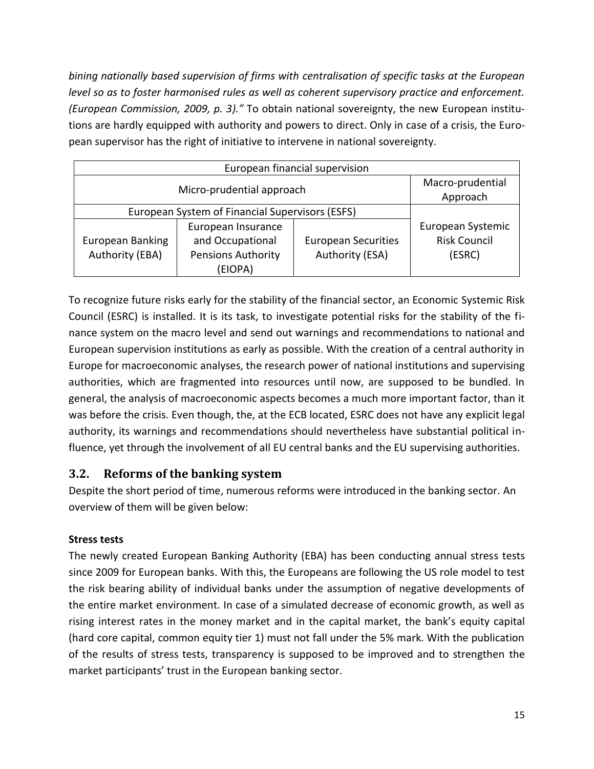*bining nationally based supervision of firms with centralisation of specific tasks at the European level so as to foster harmonised rules as well as coherent supervisory practice and enforcement. (European Commission, 2009, p. 3)."* To obtain national sovereignty, the new European institutions are hardly equipped with authority and powers to direct. Only in case of a crisis, the European supervisor has the right of initiative to intervene in national sovereignty.

| European financial supervision | | | |
|---|---|---|---|
| Micro-prudential approach | | | Macro-prudential Approach |
| European System of Financial Supervisors (ESFS) | | | |
| European Banking Authority (EBA) | European Insurance and Occupational Pensions Authority (EIOPA) | European Securities Authority (ESA) | European Systemic Risk Council (ESRC) |

To recognize future risks early for the stability of the financial sector, an Economic Systemic Risk Council (ESRC) is installed. It is its task, to investigate potential risks for the stability of the finance system on the macro level and send out warnings and recommendations to national and European supervision institutions as early as possible. With the creation of a central authority in Europe for macroeconomic analyses, the research power of national institutions and supervising authorities, which are fragmented into resources until now, are supposed to be bundled. In general, the analysis of macroeconomic aspects becomes a much more important factor, than it was before the crisis. Even though, the, at the ECB located, ESRC does not have any explicit legal authority, its warnings and recommendations should nevertheless have substantial political influence, yet through the involvement of all EU central banks and the EU supervising authorities.

## 3.2. Reforms of the banking system

Despite the short period of time, numerous reforms were introduced in the banking sector. An overview of them will be given below:

**Stress tests**

The newly created European Banking Authority (EBA) has been conducting annual stress tests since 2009 for European banks. With this, the Europeans are following the US role model to test the risk bearing ability of individual banks under the assumption of negative developments of the entire market environment. In case of a simulated decrease of economic growth, as well as rising interest rates in the money market and in the capital market, the bank's equity capital (hard core capital, common equity tier 1) must not fall under the 5% mark. With the publication of the results of stress tests, transparency is supposed to be improved and to strengthen the market participants' trust in the European banking sector.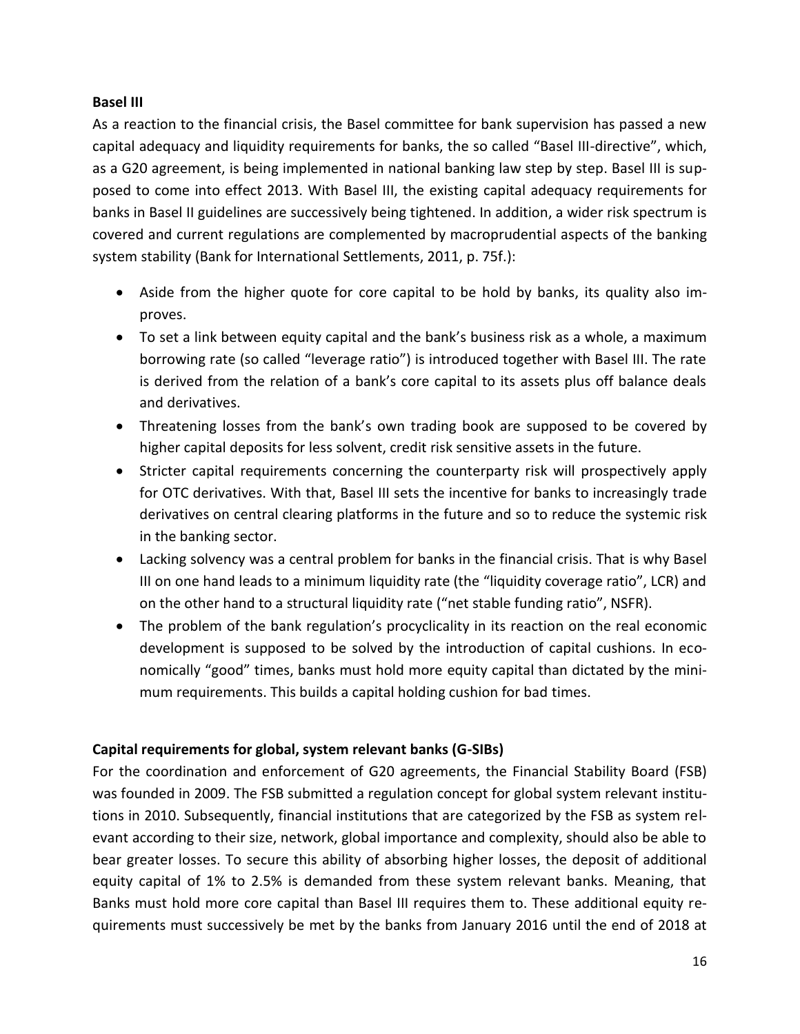**Basel III**

As a reaction to the financial crisis, the Basel committee for bank supervision has passed a new capital adequacy and liquidity requirements for banks, the so called "Basel III-directive", which, as a G20 agreement, is being implemented in national banking law step by step. Basel III is supposed to come into effect 2013. With Basel III, the existing capital adequacy requirements for banks in Basel II guidelines are successively being tightened. In addition, a wider risk spectrum is covered and current regulations are complemented by macroprudential aspects of the banking system stability (Bank for International Settlements, 2011, p. 75f.):

- Aside from the higher quote for core capital to be hold by banks, its quality also improves.
- To set a link between equity capital and the bank's business risk as a whole, a maximum borrowing rate (so called "leverage ratio") is introduced together with Basel III. The rate is derived from the relation of a bank's core capital to its assets plus off balance deals and derivatives.
- Threatening losses from the bank's own trading book are supposed to be covered by higher capital deposits for less solvent, credit risk sensitive assets in the future.
- Stricter capital requirements concerning the counterparty risk will prospectively apply for OTC derivatives. With that, Basel III sets the incentive for banks to increasingly trade derivatives on central clearing platforms in the future and so to reduce the systemic risk in the banking sector.
- Lacking solvency was a central problem for banks in the financial crisis. That is why Basel III on one hand leads to a minimum liquidity rate (the "liquidity coverage ratio", LCR) and on the other hand to a structural liquidity rate ("net stable funding ratio", NSFR).
- The problem of the bank regulation's procyclicality in its reaction on the real economic development is supposed to be solved by the introduction of capital cushions. In economically "good" times, banks must hold more equity capital than dictated by the minimum requirements. This builds a capital holding cushion for bad times.

**Capital requirements for global, system relevant banks (G-SIBs)**

For the coordination and enforcement of G20 agreements, the Financial Stability Board (FSB) was founded in 2009. The FSB submitted a regulation concept for global system relevant institutions in 2010. Subsequently, financial institutions that are categorized by the FSB as system relevant according to their size, network, global importance and complexity, should also be able to bear greater losses. To secure this ability of absorbing higher losses, the deposit of additional equity capital of 1% to 2.5% is demanded from these system relevant banks. Meaning, that Banks must hold more core capital than Basel III requires them to. These additional equity requirements must successively be met by the banks from January 2016 until the end of 2018 at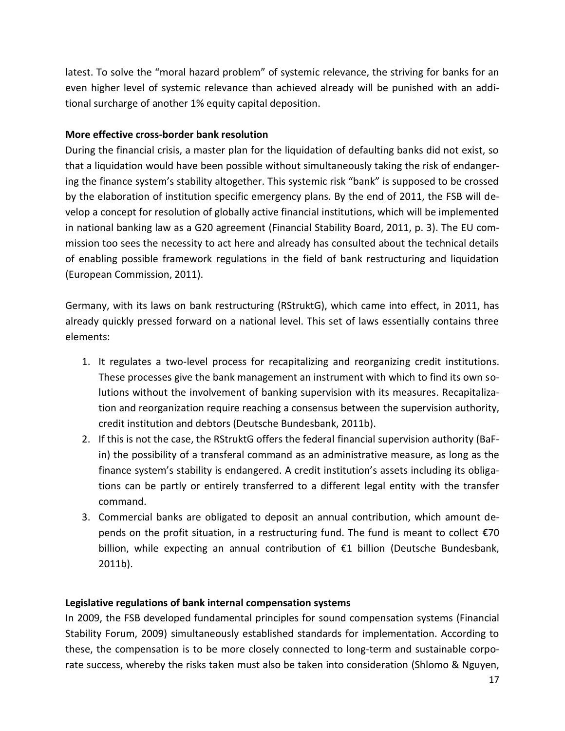latest. To solve the "moral hazard problem" of systemic relevance, the striving for banks for an even higher level of systemic relevance than achieved already will be punished with an additional surcharge of another 1% equity capital deposition.

**More effective cross-border bank resolution**

During the financial crisis, a master plan for the liquidation of defaulting banks did not exist, so that a liquidation would have been possible without simultaneously taking the risk of endangering the finance system's stability altogether. This systemic risk "bank" is supposed to be crossed by the elaboration of institution specific emergency plans. By the end of 2011, the FSB will develop a concept for resolution of globally active financial institutions, which will be implemented in national banking law as a G20 agreement (Financial Stability Board, 2011, p. 3). The EU commission too sees the necessity to act here and already has consulted about the technical details of enabling possible framework regulations in the field of bank restructuring and liquidation (European Commission, 2011).

Germany, with its laws on bank restructuring (RStruktG), which came into effect, in 2011, has already quickly pressed forward on a national level. This set of laws essentially contains three elements:

1. It regulates a two-level process for recapitalizing and reorganizing credit institutions. These processes give the bank management an instrument with which to find its own solutions without the involvement of banking supervision with its measures. Recapitalization and reorganization require reaching a consensus between the supervision authority, credit institution and debtors (Deutsche Bundesbank, 2011b).
2. If this is not the case, the RStruktG offers the federal financial supervision authority (BaFin) the possibility of a transferal command as an administrative measure, as long as the finance system's stability is endangered. A credit institution's assets including its obligations can be partly or entirely transferred to a different legal entity with the transfer command.
3. Commercial banks are obligated to deposit an annual contribution, which amount depends on the profit situation, in a restructuring fund. The fund is meant to collect €70 billion, while expecting an annual contribution of €1 billion (Deutsche Bundesbank, 2011b).

**Legislative regulations of bank internal compensation systems**

In 2009, the FSB developed fundamental principles for sound compensation systems (Financial Stability Forum, 2009) simultaneously established standards for implementation. According to these, the compensation is to be more closely connected to long-term and sustainable corporate success, whereby the risks taken must also be taken into consideration (Shlomo & Nguyen,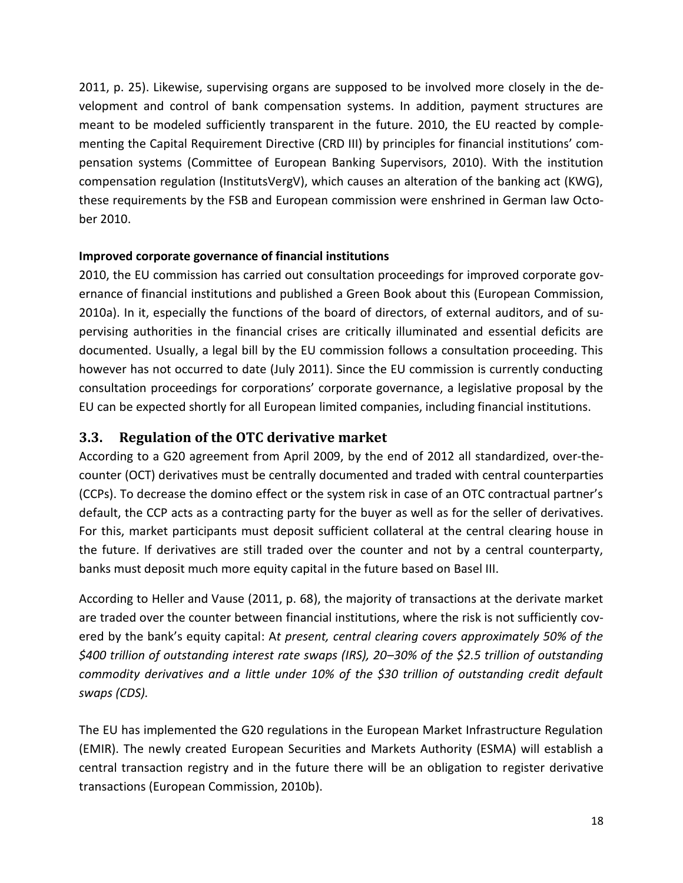2011, p. 25). Likewise, supervising organs are supposed to be involved more closely in the development and control of bank compensation systems. In addition, payment structures are meant to be modeled sufficiently transparent in the future. 2010, the EU reacted by complementing the Capital Requirement Directive (CRD III) by principles for financial institutions' compensation systems (Committee of European Banking Supervisors, 2010). With the institution compensation regulation (InstitutsVergV), which causes an alteration of the banking act (KWG), these requirements by the FSB and European commission were enshrined in German law October 2010.

**Improved corporate governance of financial institutions**

2010, the EU commission has carried out consultation proceedings for improved corporate governance of financial institutions and published a Green Book about this (European Commission, 2010a). In it, especially the functions of the board of directors, of external auditors, and of supervising authorities in the financial crises are critically illuminated and essential deficits are documented. Usually, a legal bill by the EU commission follows a consultation proceeding. This however has not occurred to date (July 2011). Since the EU commission is currently conducting consultation proceedings for corporations' corporate governance, a legislative proposal by the EU can be expected shortly for all European limited companies, including financial institutions.

## 3.3. Regulation of the OTC derivative market

According to a G20 agreement from April 2009, by the end of 2012 all standardized, over-the-counter (OCT) derivatives must be centrally documented and traded with central counterparties (CCPs). To decrease the domino effect or the system risk in case of an OTC contractual partner's default, the CCP acts as a contracting party for the buyer as well as for the seller of derivatives. For this, market participants must deposit sufficient collateral at the central clearing house in the future. If derivatives are still traded over the counter and not by a central counterparty, banks must deposit much more equity capital in the future based on Basel III.

According to Heller and Vause (2011, p. 68), the majority of transactions at the derivate market are traded over the counter between financial institutions, where the risk is not sufficiently covered by the bank's equity capital: A*t present, central clearing covers approximately 50% of the $400 trillion of outstanding interest rate swaps (IRS), 20–30% of the $2.5 trillion of outstanding commodity derivatives and a little under 10% of the $30 trillion of outstanding credit default swaps (CDS).*

The EU has implemented the G20 regulations in the European Market Infrastructure Regulation (EMIR). The newly created European Securities and Markets Authority (ESMA) will establish a central transaction registry and in the future there will be an obligation to register derivative transactions (European Commission, 2010b).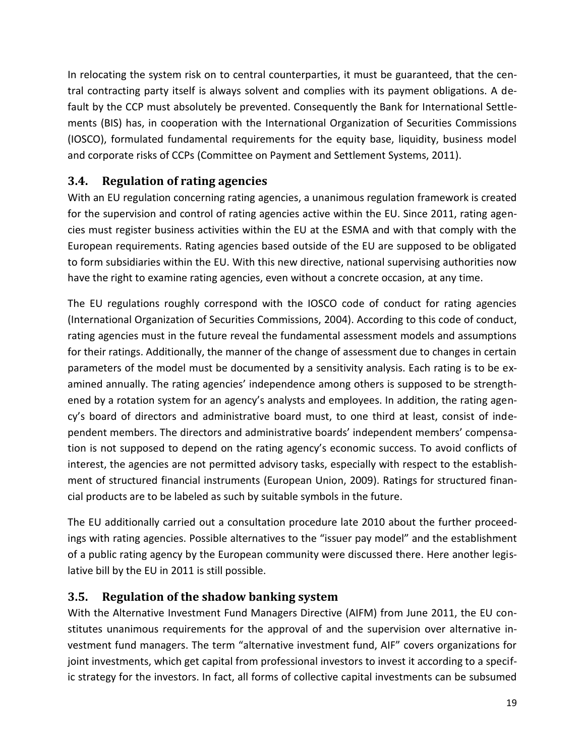In relocating the system risk on to central counterparties, it must be guaranteed, that the central contracting party itself is always solvent and complies with its payment obligations. A default by the CCP must absolutely be prevented. Consequently the Bank for International Settlements (BIS) has, in cooperation with the International Organization of Securities Commissions (IOSCO), formulated fundamental requirements for the equity base, liquidity, business model and corporate risks of CCPs (Committee on Payment and Settlement Systems, 2011).

## 3.4. Regulation of rating agencies

With an EU regulation concerning rating agencies, a unanimous regulation framework is created for the supervision and control of rating agencies active within the EU. Since 2011, rating agencies must register business activities within the EU at the ESMA and with that comply with the European requirements. Rating agencies based outside of the EU are supposed to be obligated to form subsidiaries within the EU. With this new directive, national supervising authorities now have the right to examine rating agencies, even without a concrete occasion, at any time.

The EU regulations roughly correspond with the IOSCO code of conduct for rating agencies (International Organization of Securities Commissions, 2004). According to this code of conduct, rating agencies must in the future reveal the fundamental assessment models and assumptions for their ratings. Additionally, the manner of the change of assessment due to changes in certain parameters of the model must be documented by a sensitivity analysis. Each rating is to be examined annually. The rating agencies' independence among others is supposed to be strengthened by a rotation system for an agency's analysts and employees. In addition, the rating agency's board of directors and administrative board must, to one third at least, consist of independent members. The directors and administrative boards' independent members' compensation is not supposed to depend on the rating agency's economic success. To avoid conflicts of interest, the agencies are not permitted advisory tasks, especially with respect to the establishment of structured financial instruments (European Union, 2009). Ratings for structured financial products are to be labeled as such by suitable symbols in the future.

The EU additionally carried out a consultation procedure late 2010 about the further proceedings with rating agencies. Possible alternatives to the "issuer pay model" and the establishment of a public rating agency by the European community were discussed there. Here another legislative bill by the EU in 2011 is still possible.

## 3.5. Regulation of the shadow banking system

With the Alternative Investment Fund Managers Directive (AIFM) from June 2011, the EU constitutes unanimous requirements for the approval of and the supervision over alternative investment fund managers. The term "alternative investment fund, AIF" covers organizations for joint investments, which get capital from professional investors to invest it according to a specific strategy for the investors. In fact, all forms of collective capital investments can be subsumed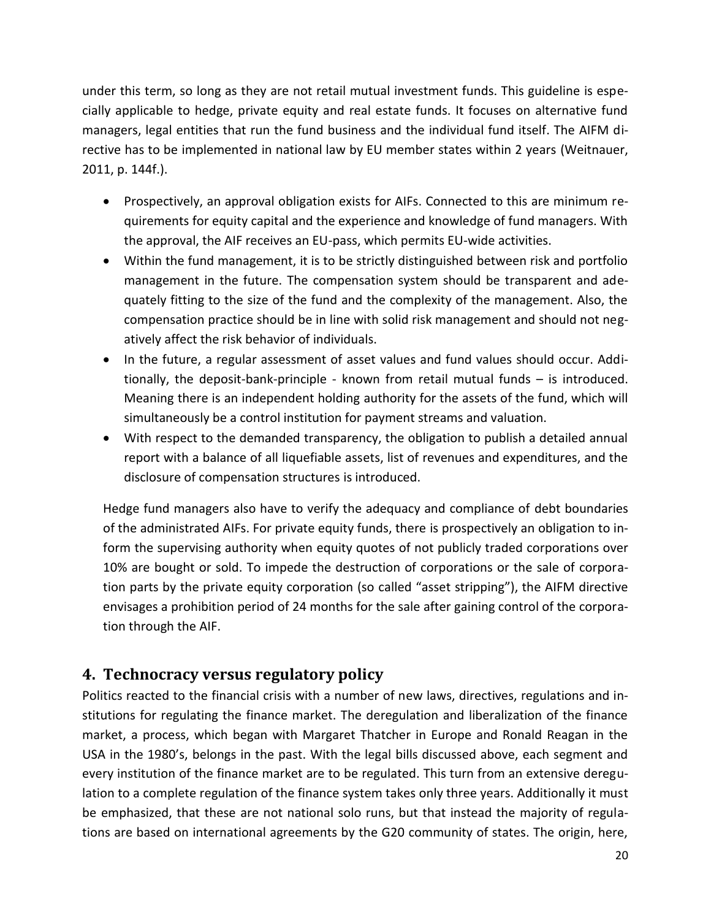under this term, so long as they are not retail mutual investment funds. This guideline is especially applicable to hedge, private equity and real estate funds. It focuses on alternative fund managers, legal entities that run the fund business and the individual fund itself. The AIFM directive has to be implemented in national law by EU member states within 2 years (Weitnauer, 2011, p. 144f.).

- Prospectively, an approval obligation exists for AIFs. Connected to this are minimum requirements for equity capital and the experience and knowledge of fund managers. With the approval, the AIF receives an EU-pass, which permits EU-wide activities.
- Within the fund management, it is to be strictly distinguished between risk and portfolio management in the future. The compensation system should be transparent and adequately fitting to the size of the fund and the complexity of the management. Also, the compensation practice should be in line with solid risk management and should not negatively affect the risk behavior of individuals.
- In the future, a regular assessment of asset values and fund values should occur. Additionally, the deposit-bank-principle - known from retail mutual funds – is introduced. Meaning there is an independent holding authority for the assets of the fund, which will simultaneously be a control institution for payment streams and valuation.
- With respect to the demanded transparency, the obligation to publish a detailed annual report with a balance of all liquefiable assets, list of revenues and expenditures, and the disclosure of compensation structures is introduced.

Hedge fund managers also have to verify the adequacy and compliance of debt boundaries of the administrated AIFs. For private equity funds, there is prospectively an obligation to inform the supervising authority when equity quotes of not publicly traded corporations over 10% are bought or sold. To impede the destruction of corporations or the sale of corporation parts by the private equity corporation (so called "asset stripping"), the AIFM directive envisages a prohibition period of 24 months for the sale after gaining control of the corporation through the AIF.

## 4. Technocracy versus regulatory policy

Politics reacted to the financial crisis with a number of new laws, directives, regulations and institutions for regulating the finance market. The deregulation and liberalization of the finance market, a process, which began with Margaret Thatcher in Europe and Ronald Reagan in the USA in the 1980's, belongs in the past. With the legal bills discussed above, each segment and every institution of the finance market are to be regulated. This turn from an extensive deregulation to a complete regulation of the finance system takes only three years. Additionally it must be emphasized, that these are not national solo runs, but that instead the majority of regulations are based on international agreements by the G20 community of states. The origin, here,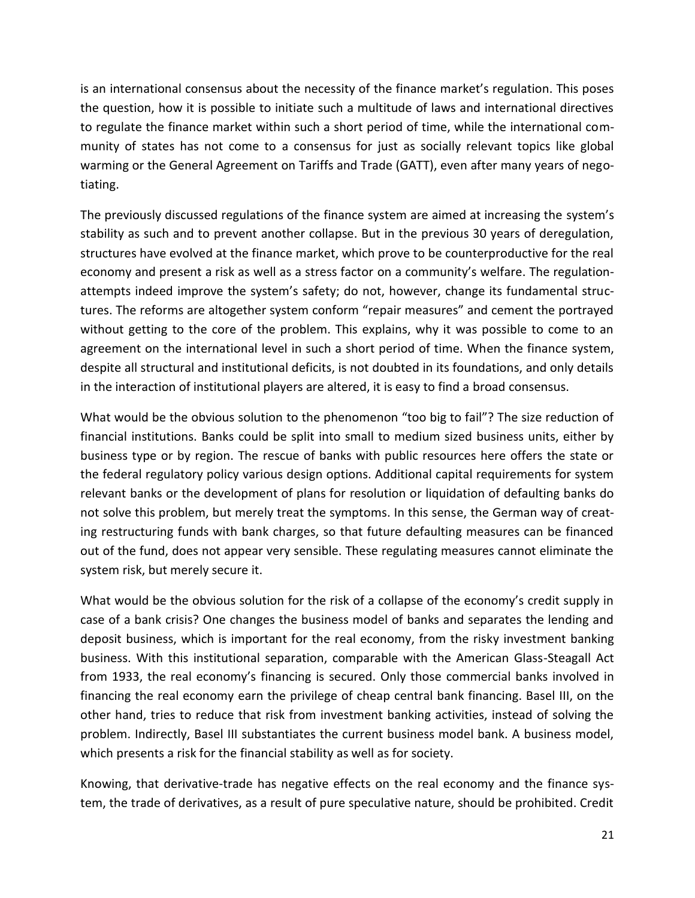is an international consensus about the necessity of the finance market's regulation. This poses the question, how it is possible to initiate such a multitude of laws and international directives to regulate the finance market within such a short period of time, while the international community of states has not come to a consensus for just as socially relevant topics like global warming or the General Agreement on Tariffs and Trade (GATT), even after many years of negotiating.

The previously discussed regulations of the finance system are aimed at increasing the system's stability as such and to prevent another collapse. But in the previous 30 years of deregulation, structures have evolved at the finance market, which prove to be counterproductive for the real economy and present a risk as well as a stress factor on a community's welfare. The regulation-attempts indeed improve the system's safety; do not, however, change its fundamental structures. The reforms are altogether system conform "repair measures" and cement the portrayed without getting to the core of the problem. This explains, why it was possible to come to an agreement on the international level in such a short period of time. When the finance system, despite all structural and institutional deficits, is not doubted in its foundations, and only details in the interaction of institutional players are altered, it is easy to find a broad consensus.

What would be the obvious solution to the phenomenon "too big to fail"? The size reduction of financial institutions. Banks could be split into small to medium sized business units, either by business type or by region. The rescue of banks with public resources here offers the state or the federal regulatory policy various design options. Additional capital requirements for system relevant banks or the development of plans for resolution or liquidation of defaulting banks do not solve this problem, but merely treat the symptoms. In this sense, the German way of creating restructuring funds with bank charges, so that future defaulting measures can be financed out of the fund, does not appear very sensible. These regulating measures cannot eliminate the system risk, but merely secure it.

What would be the obvious solution for the risk of a collapse of the economy's credit supply in case of a bank crisis? One changes the business model of banks and separates the lending and deposit business, which is important for the real economy, from the risky investment banking business. With this institutional separation, comparable with the American Glass-Steagall Act from 1933, the real economy's financing is secured. Only those commercial banks involved in financing the real economy earn the privilege of cheap central bank financing. Basel III, on the other hand, tries to reduce that risk from investment banking activities, instead of solving the problem. Indirectly, Basel III substantiates the current business model bank. A business model, which presents a risk for the financial stability as well as for society.

Knowing, that derivative-trade has negative effects on the real economy and the finance system, the trade of derivatives, as a result of pure speculative nature, should be prohibited. Credit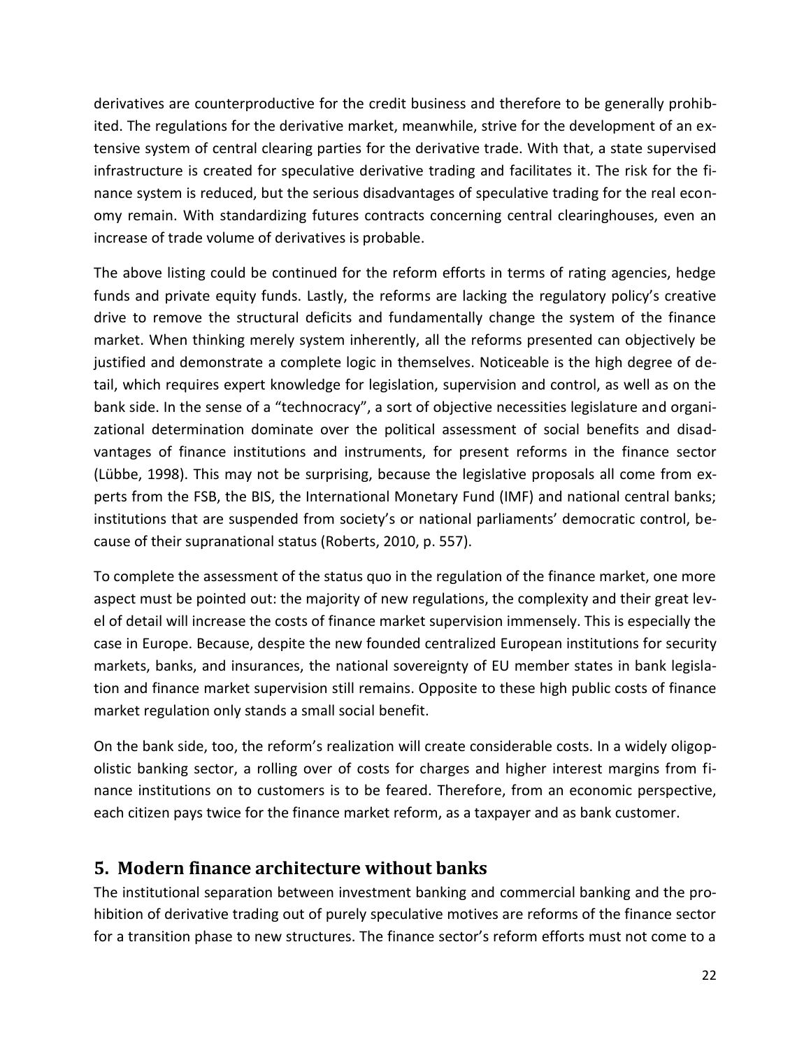derivatives are counterproductive for the credit business and therefore to be generally prohibited. The regulations for the derivative market, meanwhile, strive for the development of an extensive system of central clearing parties for the derivative trade. With that, a state supervised infrastructure is created for speculative derivative trading and facilitates it. The risk for the finance system is reduced, but the serious disadvantages of speculative trading for the real economy remain. With standardizing futures contracts concerning central clearinghouses, even an increase of trade volume of derivatives is probable.

The above listing could be continued for the reform efforts in terms of rating agencies, hedge funds and private equity funds. Lastly, the reforms are lacking the regulatory policy's creative drive to remove the structural deficits and fundamentally change the system of the finance market. When thinking merely system inherently, all the reforms presented can objectively be justified and demonstrate a complete logic in themselves. Noticeable is the high degree of detail, which requires expert knowledge for legislation, supervision and control, as well as on the bank side. In the sense of a "technocracy", a sort of objective necessities legislature and organizational determination dominate over the political assessment of social benefits and disadvantages of finance institutions and instruments, for present reforms in the finance sector (Lübbe, 1998). This may not be surprising, because the legislative proposals all come from experts from the FSB, the BIS, the International Monetary Fund (IMF) and national central banks; institutions that are suspended from society's or national parliaments' democratic control, because of their supranational status (Roberts, 2010, p. 557).

To complete the assessment of the status quo in the regulation of the finance market, one more aspect must be pointed out: the majority of new regulations, the complexity and their great level of detail will increase the costs of finance market supervision immensely. This is especially the case in Europe. Because, despite the new founded centralized European institutions for security markets, banks, and insurances, the national sovereignty of EU member states in bank legislation and finance market supervision still remains. Opposite to these high public costs of finance market regulation only stands a small social benefit.

On the bank side, too, the reform's realization will create considerable costs. In a widely oligopolistic banking sector, a rolling over of costs for charges and higher interest margins from finance institutions on to customers is to be feared. Therefore, from an economic perspective, each citizen pays twice for the finance market reform, as a taxpayer and as bank customer.

## 5. Modern finance architecture without banks

The institutional separation between investment banking and commercial banking and the prohibition of derivative trading out of purely speculative motives are reforms of the finance sector for a transition phase to new structures. The finance sector's reform efforts must not come to a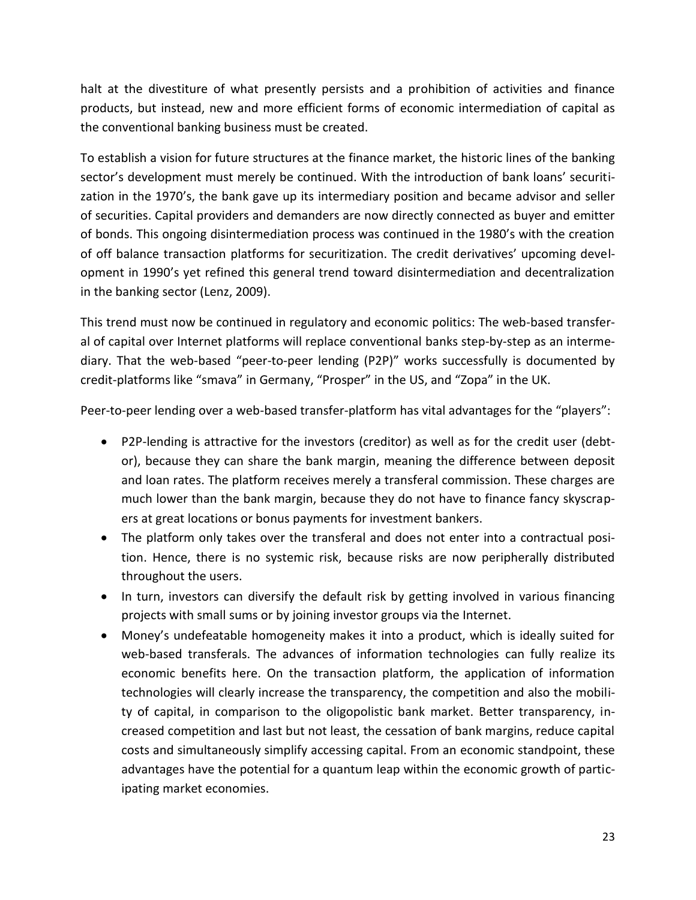halt at the divestiture of what presently persists and a prohibition of activities and finance products, but instead, new and more efficient forms of economic intermediation of capital as the conventional banking business must be created.

To establish a vision for future structures at the finance market, the historic lines of the banking sector's development must merely be continued. With the introduction of bank loans' securitization in the 1970's, the bank gave up its intermediary position and became advisor and seller of securities. Capital providers and demanders are now directly connected as buyer and emitter of bonds. This ongoing disintermediation process was continued in the 1980's with the creation of off balance transaction platforms for securitization. The credit derivatives' upcoming development in 1990's yet refined this general trend toward disintermediation and decentralization in the banking sector (Lenz, 2009).

This trend must now be continued in regulatory and economic politics: The web-based transferal of capital over Internet platforms will replace conventional banks step-by-step as an intermediary. That the web-based "peer-to-peer lending (P2P)" works successfully is documented by credit-platforms like "smava" in Germany, "Prosper" in the US, and "Zopa" in the UK.

Peer-to-peer lending over a web-based transfer-platform has vital advantages for the "players":

- P2P-lending is attractive for the investors (creditor) as well as for the credit user (debtor), because they can share the bank margin, meaning the difference between deposit and loan rates. The platform receives merely a transferal commission. These charges are much lower than the bank margin, because they do not have to finance fancy skyscrapers at great locations or bonus payments for investment bankers.
- The platform only takes over the transferal and does not enter into a contractual position. Hence, there is no systemic risk, because risks are now peripherally distributed throughout the users.
- In turn, investors can diversify the default risk by getting involved in various financing projects with small sums or by joining investor groups via the Internet.
- Money's undefeatable homogeneity makes it into a product, which is ideally suited for web-based transferals. The advances of information technologies can fully realize its economic benefits here. On the transaction platform, the application of information technologies will clearly increase the transparency, the competition and also the mobility of capital, in comparison to the oligopolistic bank market. Better transparency, increased competition and last but not least, the cessation of bank margins, reduce capital costs and simultaneously simplify accessing capital. From an economic standpoint, these advantages have the potential for a quantum leap within the economic growth of participating market economies.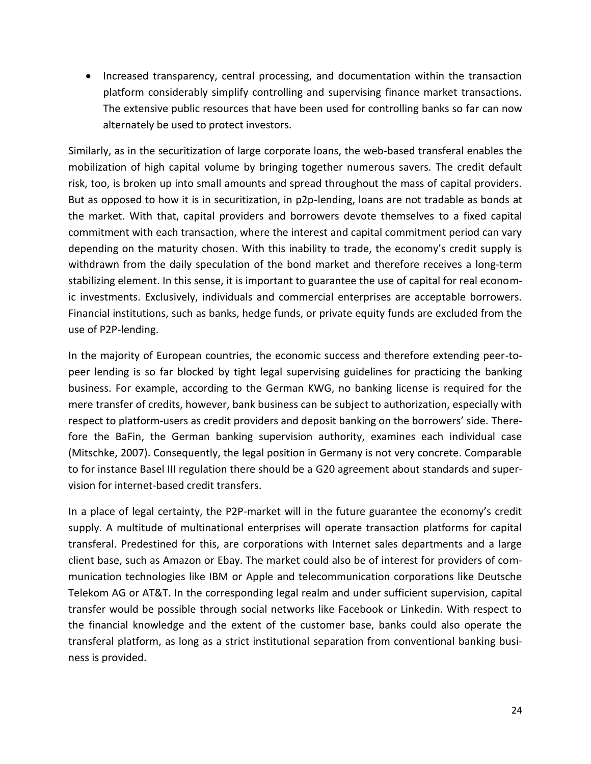- Increased transparency, central processing, and documentation within the transaction platform considerably simplify controlling and supervising finance market transactions. The extensive public resources that have been used for controlling banks so far can now alternately be used to protect investors.

Similarly, as in the securitization of large corporate loans, the web-based transferal enables the mobilization of high capital volume by bringing together numerous savers. The credit default risk, too, is broken up into small amounts and spread throughout the mass of capital providers. But as opposed to how it is in securitization, in p2p-lending, loans are not tradable as bonds at the market. With that, capital providers and borrowers devote themselves to a fixed capital commitment with each transaction, where the interest and capital commitment period can vary depending on the maturity chosen. With this inability to trade, the economy's credit supply is withdrawn from the daily speculation of the bond market and therefore receives a long-term stabilizing element. In this sense, it is important to guarantee the use of capital for real economic investments. Exclusively, individuals and commercial enterprises are acceptable borrowers. Financial institutions, such as banks, hedge funds, or private equity funds are excluded from the use of P2P-lending.

In the majority of European countries, the economic success and therefore extending peer-to-peer lending is so far blocked by tight legal supervising guidelines for practicing the banking business. For example, according to the German KWG, no banking license is required for the mere transfer of credits, however, bank business can be subject to authorization, especially with respect to platform-users as credit providers and deposit banking on the borrowers' side. Therefore the BaFin, the German banking supervision authority, examines each individual case (Mitschke, 2007). Consequently, the legal position in Germany is not very concrete. Comparable to for instance Basel III regulation there should be a G20 agreement about standards and supervision for internet-based credit transfers.

In a place of legal certainty, the P2P-market will in the future guarantee the economy's credit supply. A multitude of multinational enterprises will operate transaction platforms for capital transferal. Predestined for this, are corporations with Internet sales departments and a large client base, such as Amazon or Ebay. The market could also be of interest for providers of communication technologies like IBM or Apple and telecommunication corporations like Deutsche Telekom AG or AT&T. In the corresponding legal realm and under sufficient supervision, capital transfer would be possible through social networks like Facebook or Linkedin. With respect to the financial knowledge and the extent of the customer base, banks could also operate the transferal platform, as long as a strict institutional separation from conventional banking business is provided.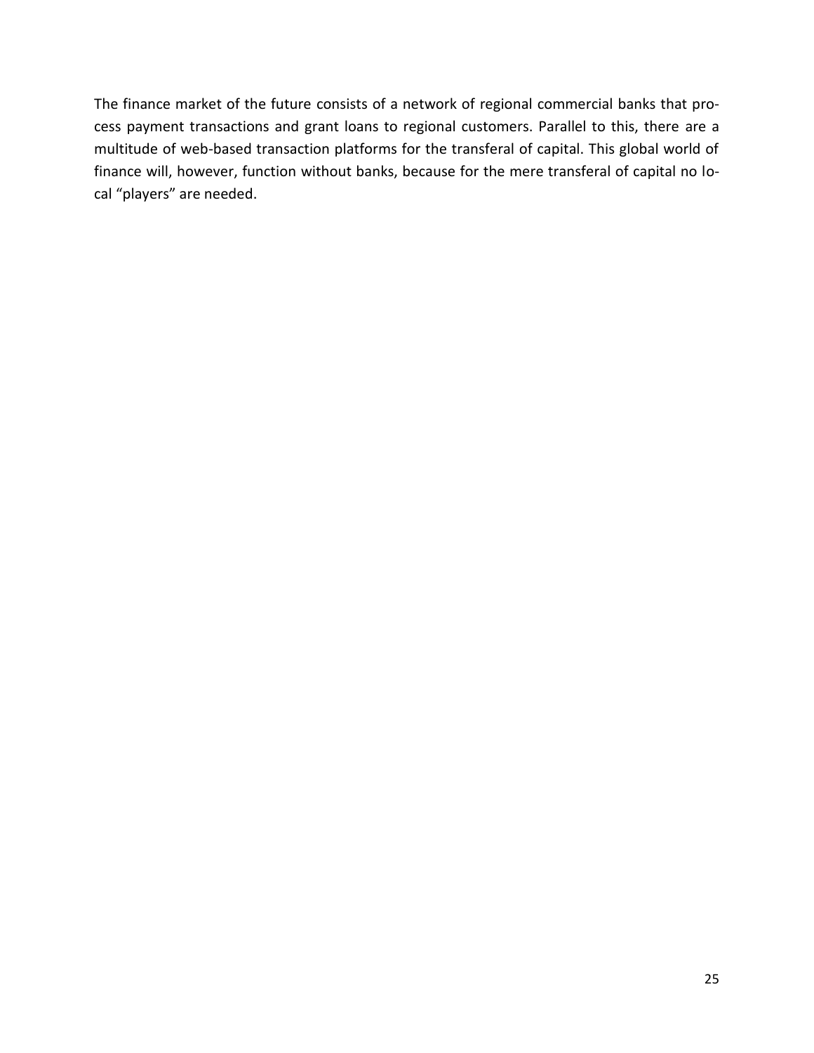The finance market of the future consists of a network of regional commercial banks that process payment transactions and grant loans to regional customers. Parallel to this, there are a multitude of web-based transaction platforms for the transferal of capital. This global world of finance will, however, function without banks, because for the mere transferal of capital no local "players" are needed.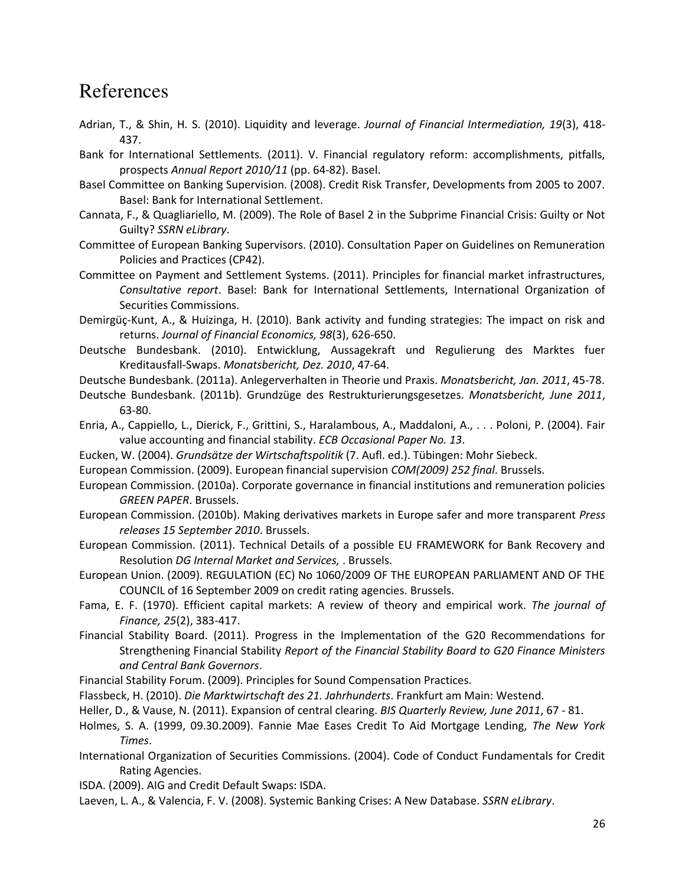# References

Adrian, T., & Shin, H. S. (2010). Liquidity and leverage. *Journal of Financial Intermediation, 19*(3), 418-437.

Bank for International Settlements. (2011). V. Financial regulatory reform: accomplishments, pitfalls, prospects *Annual Report 2010/11* (pp. 64-82). Basel.

Basel Committee on Banking Supervision. (2008). Credit Risk Transfer, Developments from 2005 to 2007. Basel: Bank for International Settlement.

Cannata, F., & Quagliariello, M. (2009). The Role of Basel 2 in the Subprime Financial Crisis: Guilty or Not Guilty? *SSRN eLibrary*.

Committee of European Banking Supervisors. (2010). Consultation Paper on Guidelines on Remuneration Policies and Practices (CP42).

Committee on Payment and Settlement Systems. (2011). Principles for financial market infrastructures, *Consultative report*. Basel: Bank for International Settlements, International Organization of Securities Commissions.

Demirgüç-Kunt, A., & Huizinga, H. (2010). Bank activity and funding strategies: The impact on risk and returns. *Journal of Financial Economics, 98*(3), 626-650.

Deutsche Bundesbank. (2010). Entwicklung, Aussagekraft und Regulierung des Marktes fuer Kreditausfall-Swaps. *Monatsbericht, Dez. 2010*, 47-64.

Deutsche Bundesbank. (2011a). Anlegerverhalten in Theorie und Praxis. *Monatsbericht, Jan. 2011*, 45-78.

Deutsche Bundesbank. (2011b). Grundzüge des Restrukturierungsgesetzes. *Monatsbericht, June 2011*, 63-80.

Enria, A., Cappiello, L., Dierick, F., Grittini, S., Haralambous, A., Maddaloni, A., . . . Poloni, P. (2004). Fair value accounting and financial stability. *ECB Occasional Paper No. 13*.

Eucken, W. (2004). *Grundsätze der Wirtschaftspolitik* (7. Aufl. ed.). Tübingen: Mohr Siebeck.

European Commission. (2009). European financial supervision *COM(2009) 252 final*. Brussels.

European Commission. (2010a). Corporate governance in financial institutions and remuneration policies *GREEN PAPER*. Brussels.

European Commission. (2010b). Making derivatives markets in Europe safer and more transparent *Press releases 15 September 2010*. Brussels.

European Commission. (2011). Technical Details of a possible EU FRAMEWORK for Bank Recovery and Resolution *DG Internal Market and Services,* . Brussels.

European Union. (2009). REGULATION (EC) No 1060/2009 OF THE EUROPEAN PARLIAMENT AND OF THE COUNCIL of 16 September 2009 on credit rating agencies. Brussels.

Fama, E. F. (1970). Efficient capital markets: A review of theory and empirical work. *The journal of Finance, 25*(2), 383-417.

Financial Stability Board. (2011). Progress in the Implementation of the G20 Recommendations for Strengthening Financial Stability *Report of the Financial Stability Board to G20 Finance Ministers and Central Bank Governors*.

Financial Stability Forum. (2009). Principles for Sound Compensation Practices.

Flassbeck, H. (2010). *Die Marktwirtschaft des 21. Jahrhunderts*. Frankfurt am Main: Westend.

Heller, D., & Vause, N. (2011). Expansion of central clearing. *BIS Quarterly Review, June 2011*, 67 - 81.

Holmes, S. A. (1999, 09.30.2009). Fannie Mae Eases Credit To Aid Mortgage Lending, *The New York Times*.

International Organization of Securities Commissions. (2004). Code of Conduct Fundamentals for Credit Rating Agencies.

ISDA. (2009). AIG and Credit Default Swaps: ISDA.

Laeven, L. A., & Valencia, F. V. (2008). Systemic Banking Crises: A New Database. *SSRN eLibrary*.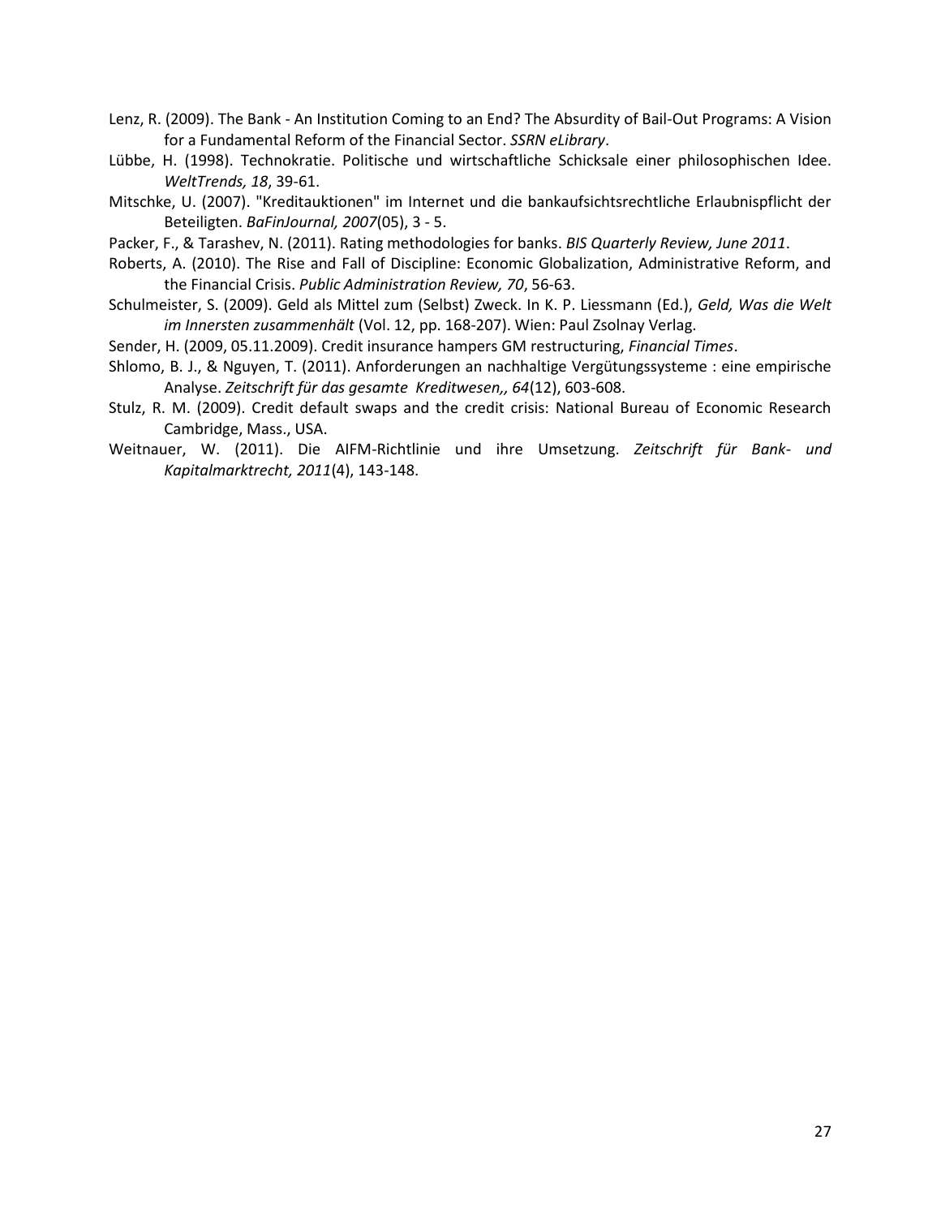Lenz, R. (2009). The Bank - An Institution Coming to an End? The Absurdity of Bail-Out Programs: A Vision for a Fundamental Reform of the Financial Sector. *SSRN eLibrary*.

Lübbe, H. (1998). Technokratie. Politische und wirtschaftliche Schicksale einer philosophischen Idee. *WeltTrends, 18*, 39-61.

Mitschke, U. (2007). "Kreditauktionen" im Internet und die bankaufsichtsrechtliche Erlaubnispflicht der Beteiligten. *BaFinJournal, 2007*(05), 3 - 5.

Packer, F., & Tarashev, N. (2011). Rating methodologies for banks. *BIS Quarterly Review, June 2011*.

Roberts, A. (2010). The Rise and Fall of Discipline: Economic Globalization, Administrative Reform, and the Financial Crisis. *Public Administration Review, 70*, 56-63.

Schulmeister, S. (2009). Geld als Mittel zum (Selbst) Zweck. In K. P. Liessmann (Ed.), *Geld, Was die Welt im Innersten zusammenhält* (Vol. 12, pp. 168-207). Wien: Paul Zsolnay Verlag.

Sender, H. (2009, 05.11.2009). Credit insurance hampers GM restructuring, *Financial Times*.

Shlomo, B. J., & Nguyen, T. (2011). Anforderungen an nachhaltige Vergütungssysteme : eine empirische Analyse. *Zeitschrift für das gesamte Kreditwesen,, 64*(12), 603-608.

Stulz, R. M. (2009). Credit default swaps and the credit crisis: National Bureau of Economic Research Cambridge, Mass., USA.

Weitnauer, W. (2011). Die AIFM-Richtlinie und ihre Umsetzung. *Zeitschrift für Bank- und Kapitalmarktrecht, 2011*(4), 143-148.